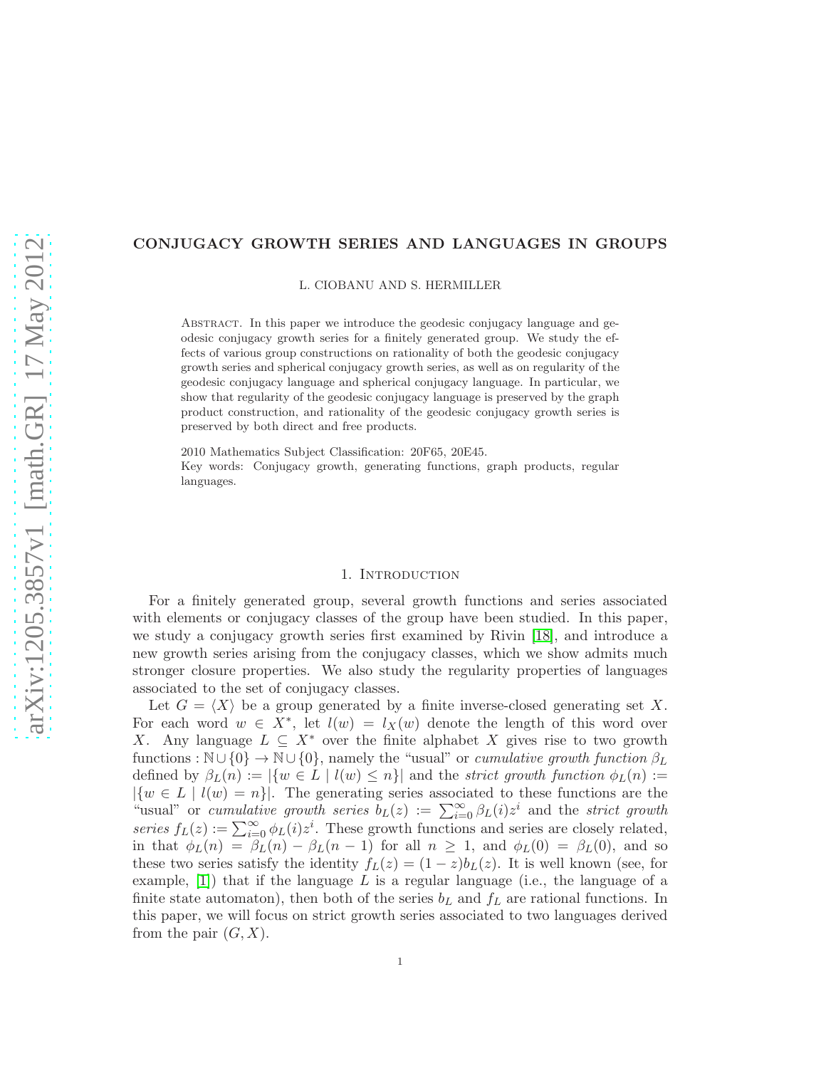# CONJUGACY GROWTH SERIES AND LANGUAGES IN GROUPS

L. CIOBANU AND S. HERMILLER

Abstract. In this paper we introduce the geodesic conjugacy language and geodesic conjugacy growth series for a finitely generated group. We study the effects of various group constructions on rationality of both the geodesic conjugacy growth series and spherical conjugacy growth series, as well as on regularity of the geodesic conjugacy language and spherical conjugacy language. In particular, we show that regularity of the geodesic conjugacy language is preserved by the graph product construction, and rationality of the geodesic conjugacy growth series is preserved by both direct and free products.

2010 Mathematics Subject Classification: 20F65, 20E45.
Key words: Conjugacy growth, generating functions, graph products, regular languages.

## 1. Introduction

For a finitely generated group, several growth functions and series associated with elements or conjugacy classes of the group have been studied. In this paper, we study a conjugacy growth series first examined by Rivin [18], and introduce a new growth series arising from the conjugacy classes, which we show admits much stronger closure properties. We also study the regularity properties of languages associated to the set of conjugacy classes.

Let $G = \langle X \rangle$ be a group generated by a finite inverse-closed generating set $X$. For each word $w \in X^*$, let $l(w) = l_X(w)$ denote the length of this word over $X$. Any language $L \subseteq X^*$ over the finite alphabet $X$ gives rise to two growth functions : $\mathbb{N} \cup \{0\} \to \mathbb{N} \cup \{0\}$, namely the "usual" or *cumulative growth function* $\beta_L$ defined by $\beta_L(n) := |\{w \in L \mid l(w) \leq n\}|$ and the *strict growth function* $\phi_L(n) := |\{w \in L \mid l(w) = n\}|$. The generating series associated to these functions are the "usual" or *cumulative growth series* $b_L(z) := \sum_{i=0}^{\infty} \beta_L(i) z^i$ and the *strict growth series* $f_L(z) := \sum_{i=0}^{\infty} \phi_L(i) z^i$. These growth functions and series are closely related, in that $\phi_L(n) = \beta_L(n) - \beta_L(n-1)$ for all $n \geq 1$, and $\phi_L(0) = \beta_L(0)$, and so these two series satisfy the identity $f_L(z) = (1-z) b_L(z)$. It is well known (see, for example, [1]) that if the language $L$ is a regular language (i.e., the language of a finite state automaton), then both of the series $b_L$ and $f_L$ are rational functions. In this paper, we will focus on strict growth series associated to two languages derived from the pair $(G, X)$.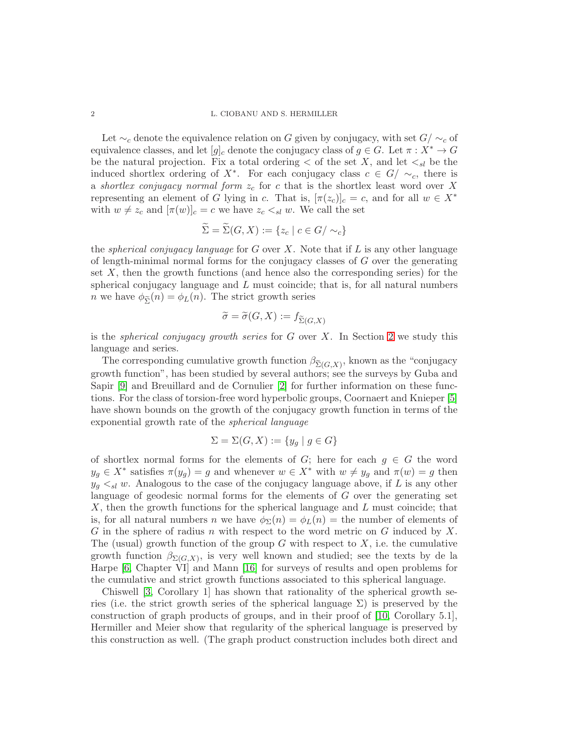Let $\sim_c$ denote the equivalence relation on $G$ given by conjugacy, with set $G/\sim_c$ of equivalence classes, and let $[g]_c$ denote the conjugacy class of $g \in G$. Let $\pi : X^* \to G$ be the natural projection. Fix a total ordering $<$ of the set $X$, and let $<_{sl}$ be the induced shortlex ordering of $X^*$. For each conjugacy class $c \in G/\sim_c$, there is a *shortlex conjugacy normal form* $z_c$ for $c$ that is the shortlex least word over $X$ representing an element of $G$ lying in $c$. That is, $[\pi(z_c)]_c = c$, and for all $w \in X^*$ with $w \neq z_c$ and $[\pi(w)]_c = c$ we have $z_c <_{sl} w$. We call the set

$$\widetilde{\Sigma} = \widetilde{\Sigma}(G, X) := \{z_c \mid c \in G/\sim_c\}$$

the *spherical conjugacy language* for $G$ over $X$. Note that if $L$ is any other language of length-minimal normal forms for the conjugacy classes of $G$ over the generating set $X$, then the growth functions (and hence also the corresponding series) for the spherical conjugacy language and $L$ must coincide; that is, for all natural numbers $n$ we have $\phi_{\widetilde{\Sigma}}(n) = \phi_L(n)$. The strict growth series

$$\widetilde{\sigma} = \widetilde{\sigma}(G, X) := f_{\widetilde{\Sigma}(G,X)}$$

is the *spherical conjugacy growth series* for $G$ over $X$. In Section 2 we study this language and series.

The corresponding cumulative growth function $\beta_{\widetilde{\Sigma}(G,X)}$, known as the "conjugacy growth function", has been studied by several authors; see the surveys by Guba and Sapir [9] and Breuillard and de Cornulier [2] for further information on these functions. For the class of torsion-free word hyperbolic groups, Coornaert and Knieper [5] have shown bounds on the growth of the conjugacy growth function in terms of the exponential growth rate of the *spherical language*

$$\Sigma = \Sigma(G, X) := \{y_g \mid g \in G\}$$

of shortlex normal forms for the elements of $G$; here for each $g \in G$ the word $y_g \in X^*$ satisfies $\pi(y_g) = g$ and whenever $w \in X^*$ with $w \neq y_g$ and $\pi(w) = g$ then $y_g <_{sl} w$. Analogous to the case of the conjugacy language above, if $L$ is any other language of geodesic normal forms for the elements of $G$ over the generating set $X$, then the growth functions for the spherical language and $L$ must coincide; that is, for all natural numbers $n$ we have $\phi_\Sigma(n) = \phi_L(n) =$ the number of elements of $G$ in the sphere of radius $n$ with respect to the word metric on $G$ induced by $X$. The (usual) growth function of the group $G$ with respect to $X$, i.e. the cumulative growth function $\beta_{\Sigma(G,X)}$, is very well known and studied; see the texts by de la Harpe [6, Chapter VI] and Mann [16] for surveys of results and open problems for the cumulative and strict growth functions associated to this spherical language.

Chiswell [3, Corollary 1] has shown that rationality of the spherical growth series (i.e. the strict growth series of the spherical language $\Sigma$) is preserved by the construction of graph products of groups, and in their proof of [10, Corollary 5.1], Hermiller and Meier show that regularity of the spherical language is preserved by this construction as well. (The graph product construction includes both direct and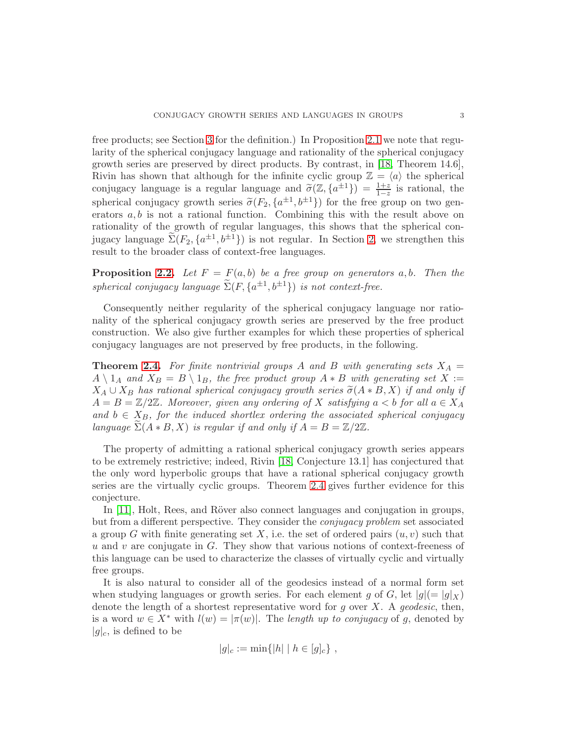free products; see Section 3 for the definition.) In Proposition 2.1 we note that regularity of the spherical conjugacy language and rationality of the spherical conjugacy growth series are preserved by direct products. By contrast, in [18, Theorem 14.6], Rivin has shown that although for the infinite cyclic group $\mathbb{Z} = \langle a \rangle$ the spherical conjugacy language is a regular language and $\widetilde{\sigma}(\mathbb{Z}, \{a^{\pm 1}\}) = \frac{1+z}{1-z}$ is rational, the spherical conjugacy growth series $\widetilde{\sigma}(F_2, \{a^{\pm 1}, b^{\pm 1}\})$ for the free group on two generators $a, b$ is not a rational function. Combining this with the result above on rationality of the growth of regular languages, this shows that the spherical conjugacy language $\widetilde{\Sigma}(F_2, \{a^{\pm 1}, b^{\pm 1}\})$ is not regular. In Section 2, we strengthen this result to the broader class of context-free languages.

**Proposition 2.2.** *Let $F = F(a, b)$ be a free group on generators $a, b$. Then the spherical conjugacy language $\widetilde{\Sigma}(F, \{a^{\pm 1}, b^{\pm 1}\})$ is not context-free.*

Consequently neither regularity of the spherical conjugacy language nor rationality of the spherical conjugacy growth series are preserved by the free product construction. We also give further examples for which these properties of spherical conjugacy languages are not preserved by free products, in the following.

**Theorem 2.4.** *For finite nontrivial groups $A$ and $B$ with generating sets $X_A = A \setminus 1_A$ and $X_B = B \setminus 1_B$, the free product group $A * B$ with generating set $X := X_A \cup X_B$ has rational spherical conjugacy growth series $\widetilde{\sigma}(A * B, X)$ if and only if $A = B = \mathbb{Z}/2\mathbb{Z}$. Moreover, given any ordering of $X$ satisfying $a < b$ for all $a \in X_A$ and $b \in X_B$, for the induced shortlex ordering the associated spherical conjugacy language $\widetilde{\Sigma}(A * B, X)$ is regular if and only if $A = B = \mathbb{Z}/2\mathbb{Z}$.*

The property of admitting a rational spherical conjugacy growth series appears to be extremely restrictive; indeed, Rivin [18, Conjecture 13.1] has conjectured that the only word hyperbolic groups that have a rational spherical conjugacy growth series are the virtually cyclic groups. Theorem 2.4 gives further evidence for this conjecture.

In [11], Holt, Rees, and Röver also connect languages and conjugation in groups, but from a different perspective. They consider the *conjugacy problem* set associated a group $G$ with finite generating set $X$, i.e. the set of ordered pairs $(u, v)$ such that $u$ and $v$ are conjugate in $G$. They show that various notions of context-freeness of this language can be used to characterize the classes of virtually cyclic and virtually free groups.

It is also natural to consider all of the geodesics instead of a normal form set when studying languages or growth series. For each element $g$ of $G$, let $|g| (= |g|_X)$ denote the length of a shortest representative word for $g$ over $X$. A *geodesic*, then, is a word $w \in X^*$ with $l(w) = |\pi(w)|$. The *length up to conjugacy* of $g$, denoted by $|g|_c$, is defined to be

$$|g|_c := \min\{|h| \mid h \in [g]_c\} ,$$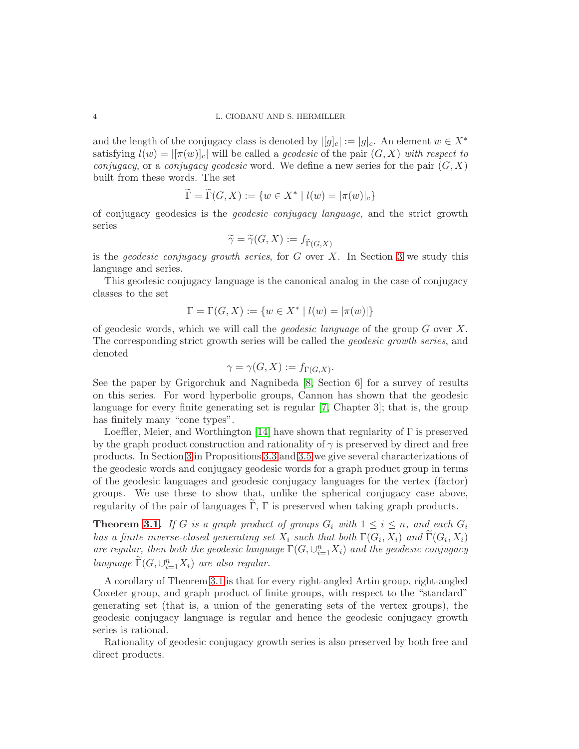and the length of the conjugacy class is denoted by $|[g]_c| := |g|_c$. An element $w \in X^*$ satisfying $l(w) = |[\pi(w)]_c|$ will be called a *geodesic* of the pair $(G, X)$ *with respect to conjugacy*, or a *conjugacy geodesic* word. We define a new series for the pair $(G, X)$ built from these words. The set

$$\widetilde{\Gamma} = \widetilde{\Gamma}(G, X) := \{w \in X^* \mid l(w) = |\pi(w)|_c\}$$

of conjugacy geodesics is the *geodesic conjugacy language*, and the strict growth series

$$\widetilde{\gamma} = \widetilde{\gamma}(G, X) := f_{\widetilde{\Gamma}(G,X)}$$

is the *geodesic conjugacy growth series*, for $G$ over $X$. In Section 3 we study this language and series.

This geodesic conjugacy language is the canonical analog in the case of conjugacy classes to the set

$$\Gamma = \Gamma(G, X) := \{w \in X^* \mid l(w) = |\pi(w)|\}$$

of geodesic words, which we will call the *geodesic language* of the group $G$ over $X$. The corresponding strict growth series will be called the *geodesic growth series*, and denoted

$$\gamma = \gamma(G, X) := f_{\Gamma(G,X)}.$$

See the paper by Grigorchuk and Nagnibeda [8, Section 6] for a survey of results on this series. For word hyperbolic groups, Cannon has shown that the geodesic language for every finite generating set is regular [7, Chapter 3]; that is, the group has finitely many "cone types".

Loeffler, Meier, and Worthington [14] have shown that regularity of $\Gamma$ is preserved by the graph product construction and rationality of $\gamma$ is preserved by direct and free products. In Section 3 in Propositions 3.3 and 3.5 we give several characterizations of the geodesic words and conjugacy geodesic words for a graph product group in terms of the geodesic languages and geodesic conjugacy languages for the vertex (factor) groups. We use these to show that, unlike the spherical conjugacy case above, regularity of the pair of languages $\widetilde{\Gamma}$, $\Gamma$ is preserved when taking graph products.

**Theorem 3.1.** *If $G$ is a graph product of groups $G_i$ with $1 \leq i \leq n$, and each $G_i$ has a finite inverse-closed generating set $X_i$ such that both $\Gamma(G_i, X_i)$ and $\widetilde{\Gamma}(G_i, X_i)$ are regular, then both the geodesic language $\Gamma(G, \cup_{i=1}^n X_i)$ and the geodesic conjugacy language $\widetilde{\Gamma}(G, \cup_{i=1}^n X_i)$ are also regular.*

A corollary of Theorem 3.1 is that for every right-angled Artin group, right-angled Coxeter group, and graph product of finite groups, with respect to the "standard" generating set (that is, a union of the generating sets of the vertex groups), the geodesic conjugacy language is regular and hence the geodesic conjugacy growth series is rational.

Rationality of geodesic conjugacy growth series is also preserved by both free and direct products.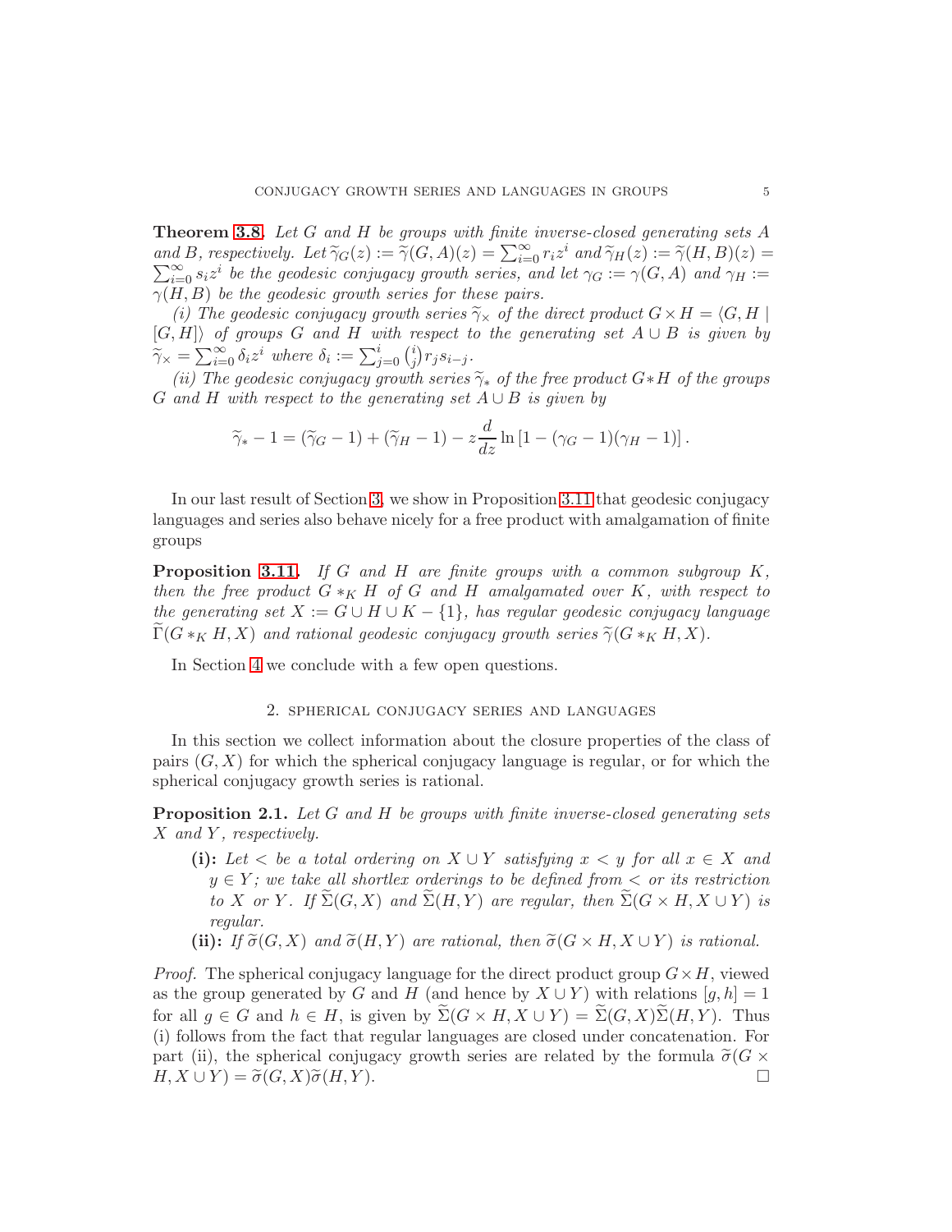**Theorem 3.8.** *Let $G$ and $H$ be groups with finite inverse-closed generating sets $A$ and $B$, respectively. Let $\widetilde{\gamma}_G(z) := \widetilde{\gamma}(G, A)(z) = \sum_{i=0}^{\infty} r_i z^i$ and $\widetilde{\gamma}_H(z) := \widetilde{\gamma}(H, B)(z) = \sum_{i=0}^{\infty} s_i z^i$ be the geodesic conjugacy growth series, and let $\gamma_G := \gamma(G, A)$ and $\gamma_H := \gamma(H, B)$ be the geodesic growth series for these pairs.*

*(i) The geodesic conjugacy growth series $\widetilde{\gamma}_\times$ of the direct product $G \times H = \langle G, H \mid [G, H] \rangle$ of groups $G$ and $H$ with respect to the generating set $A \cup B$ is given by $\widetilde{\gamma}_\times = \sum_{i=0}^{\infty} \delta_i z^i$ where $\delta_i := \sum_{j=0}^{i} \binom{i}{j} r_j s_{i-j}$.*

*(ii) The geodesic conjugacy growth series $\widetilde{\gamma}_*$ of the free product $G * H$ of the groups $G$ and $H$ with respect to the generating set $A \cup B$ is given by*

$$\widetilde{\gamma}_* - 1 = (\widetilde{\gamma}_G - 1) + (\widetilde{\gamma}_H - 1) - z\frac{d}{dz} \ln \left[1 - (\gamma_G - 1)(\gamma_H - 1)\right].$$

In our last result of Section 3, we show in Proposition 3.11 that geodesic conjugacy languages and series also behave nicely for a free product with amalgamation of finite groups

**Proposition 3.11.** *If $G$ and $H$ are finite groups with a common subgroup $K$, then the free product $G *_K H$ of $G$ and $H$ amalgamated over $K$, with respect to the generating set $X := G \cup H \cup K - \{1\}$, has regular geodesic conjugacy language $\widetilde{\Gamma}(G *_K H, X)$ and rational geodesic conjugacy growth series $\widetilde{\gamma}(G *_K H, X)$.*

In Section 4 we conclude with a few open questions.

## 2. Spherical conjugacy series and languages

In this section we collect information about the closure properties of the class of pairs $(G, X)$ for which the spherical conjugacy language is regular, or for which the spherical conjugacy growth series is rational.

**Proposition 2.1.** *Let $G$ and $H$ be groups with finite inverse-closed generating sets $X$ and $Y$, respectively.*

- **(i):** *Let $<$ be a total ordering on $X \cup Y$ satisfying $x < y$ for all $x \in X$ and $y \in Y$; we take all shortlex orderings to be defined from $<$ or its restriction to $X$ or $Y$. If $\widetilde{\Sigma}(G, X)$ and $\widetilde{\Sigma}(H, Y)$ are regular, then $\widetilde{\Sigma}(G \times H, X \cup Y)$ is regular.*
- **(ii):** *If $\widetilde{\sigma}(G, X)$ and $\widetilde{\sigma}(H, Y)$ are rational, then $\widetilde{\sigma}(G \times H, X \cup Y)$ is rational.*

*Proof.* The spherical conjugacy language for the direct product group $G \times H$, viewed as the group generated by $G$ and $H$ (and hence by $X \cup Y$) with relations $[g, h] = 1$ for all $g \in G$ and $h \in H$, is given by $\widetilde{\Sigma}(G \times H, X \cup Y) = \widetilde{\Sigma}(G, X)\widetilde{\Sigma}(H, Y)$. Thus (i) follows from the fact that regular languages are closed under concatenation. For part (ii), the spherical conjugacy growth series are related by the formula $\widetilde{\sigma}(G \times H, X \cup Y) = \widetilde{\sigma}(G, X)\widetilde{\sigma}(H, Y)$. □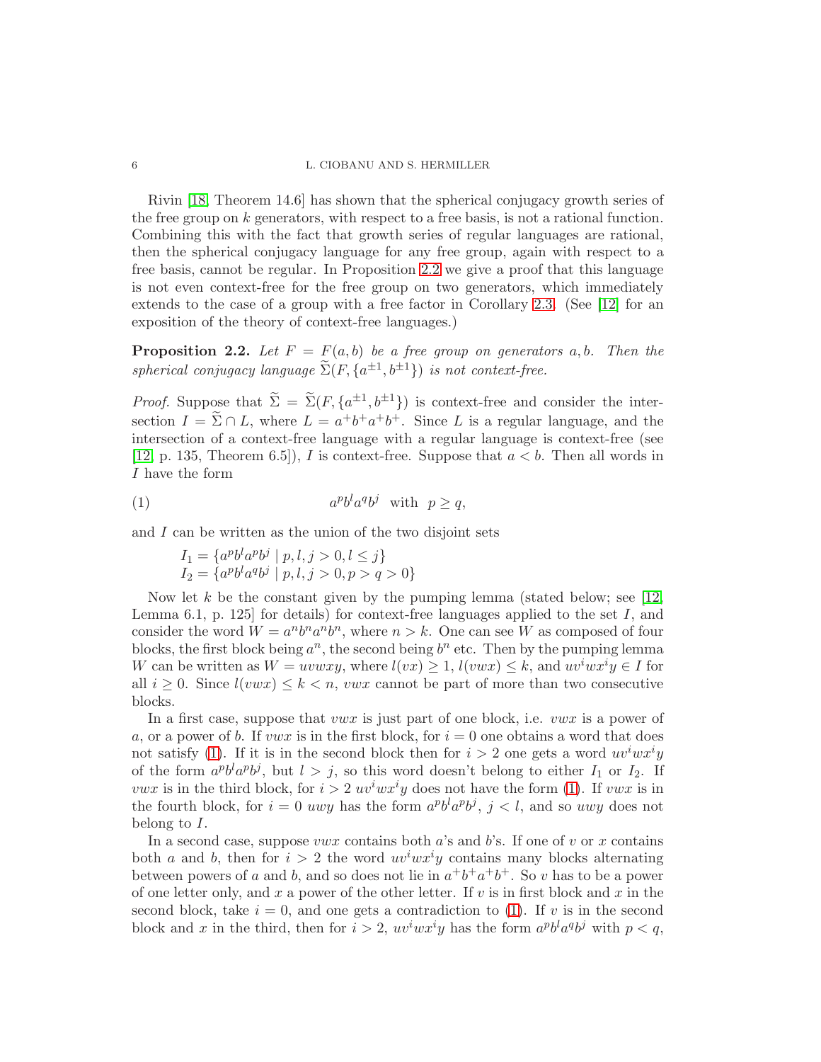Rivin [18, Theorem 14.6] has shown that the spherical conjugacy growth series of the free group on $k$ generators, with respect to a free basis, is not a rational function. Combining this with the fact that growth series of regular languages are rational, then the spherical conjugacy language for any free group, again with respect to a free basis, cannot be regular. In Proposition 2.2 we give a proof that this language is not even context-free for the free group on two generators, which immediately extends to the case of a group with a free factor in Corollary 2.3. (See [12] for an exposition of the theory of context-free languages.)

**Proposition 2.2.** *Let $F = F(a,b)$ be a free group on generators $a, b$. Then the spherical conjugacy language $\widetilde{\Sigma}(F, \{a^{\pm 1}, b^{\pm 1}\})$ is not context-free.*

*Proof.* Suppose that $\widetilde{\Sigma} = \widetilde{\Sigma}(F, \{a^{\pm 1}, b^{\pm 1}\})$ is context-free and consider the intersection $I = \widetilde{\Sigma} \cap L$, where $L = a^+b^+a^+b^+$. Since $L$ is a regular language, and the intersection of a context-free language with a regular language is context-free (see [12, p. 135, Theorem 6.5]), $I$ is context-free. Suppose that $a < b$. Then all words in $I$ have the form

$$a^pb^la^qb^j \text{ with } p \geq q, \tag{1}$$

and $I$ can be written as the union of the two disjoint sets

$I_1 = \{a^pb^la^pb^j \mid p, l, j > 0, l \leq j\}$
$I_2 = \{a^pb^la^qb^j \mid p, l, j > 0, p > q > 0\}$

Now let $k$ be the constant given by the pumping lemma (stated below; see [12, Lemma 6.1, p. 125] for details) for context-free languages applied to the set $I$, and consider the word $W = a^nb^na^nb^n$, where $n > k$. One can see $W$ as composed of four blocks, the first block being $a^n$, the second being $b^n$ etc. Then by the pumping lemma $W$ can be written as $W = uvwxy$, where $l(vx) \geq 1$, $l(vwx) \leq k$, and $uv^iwx^iy \in I$ for all $i \geq 0$. Since $l(vwx) \leq k < n$, $vwx$ cannot be part of more than two consecutive blocks.

In a first case, suppose that $vwx$ is just part of one block, i.e. $vwx$ is a power of $a$, or a power of $b$. If $vwx$ is in the first block, for $i = 0$ one obtains a word that does not satisfy (1). If it is in the second block then for $i > 2$ one gets a word $uv^iwx^iy$ of the form $a^pb^la^pb^j$, but $l > j$, so this word doesn't belong to either $I_1$ or $I_2$. If $vwx$ is in the third block, for $i > 2$ $uv^iwx^iy$ does not have the form (1). If $vwx$ is in the fourth block, for $i = 0$ $uwy$ has the form $a^pb^la^pb^j$, $j < l$, and so $uwy$ does not belong to $I$.

In a second case, suppose $vwx$ contains both $a$'s and $b$'s. If one of $v$ or $x$ contains both $a$ and $b$, then for $i > 2$ the word $uv^iwx^iy$ contains many blocks alternating between powers of $a$ and $b$, and so does not lie in $a^+b^+a^+b^+$. So $v$ has to be a power of one letter only, and $x$ a power of the other letter. If $v$ is in first block and $x$ in the second block, take $i = 0$, and one gets a contradiction to (1). If $v$ is in the second block and $x$ in the third, then for $i > 2$, $uv^iwx^iy$ has the form $a^pb^la^qb^j$ with $p < q$,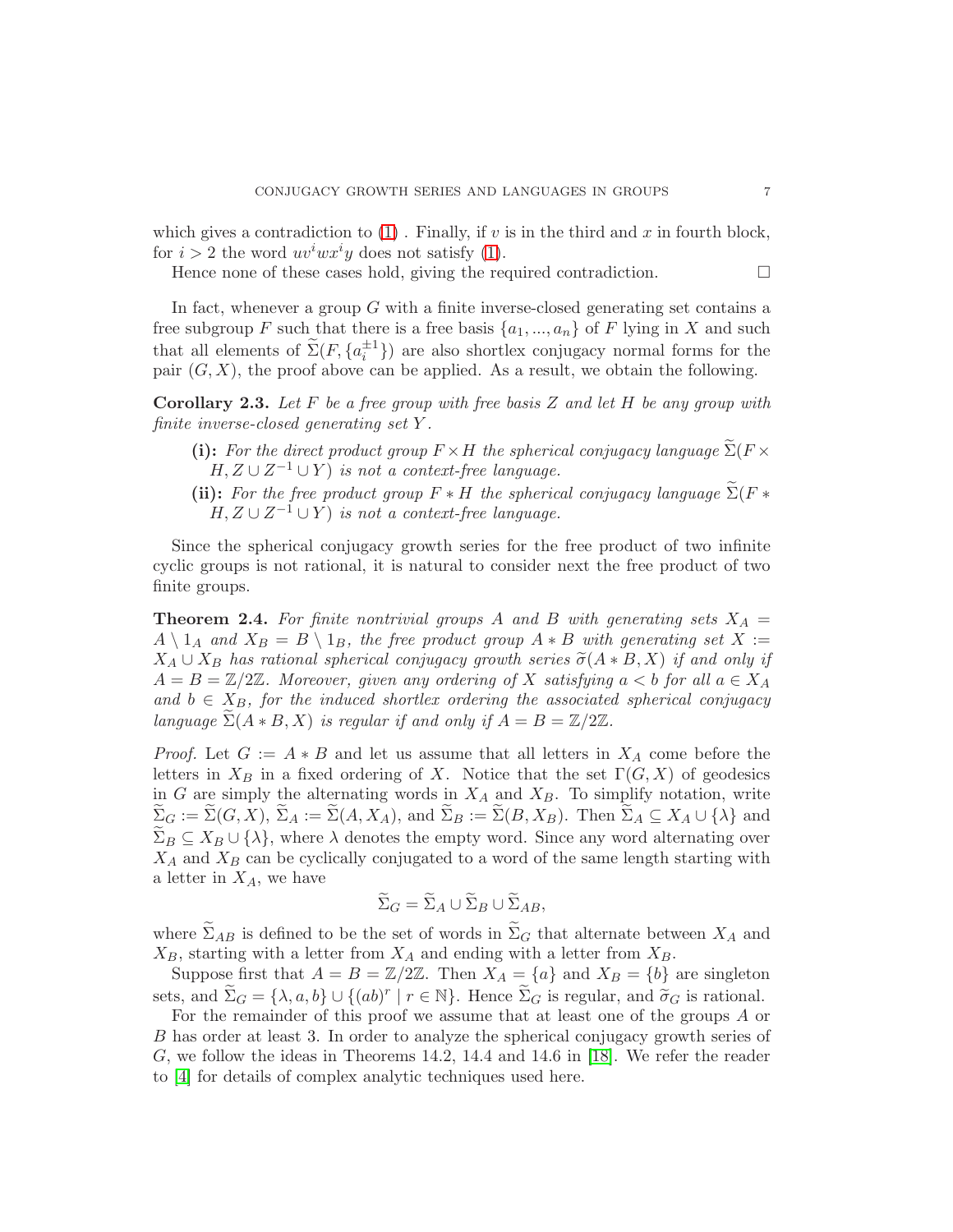which gives a contradiction to (1) . Finally, if $v$ is in the third and $x$ in fourth block, for $i > 2$ the word $uv^iwx^iy$ does not satisfy (1).

Hence none of these cases hold, giving the required contradiction. $\square$

In fact, whenever a group $G$ with a finite inverse-closed generating set contains a free subgroup $F$ such that there is a free basis $\{a_1, ..., a_n\}$ of $F$ lying in $X$ and such that all elements of $\widetilde{\Sigma}(F, \{a_i^{\pm 1}\})$ are also shortlex conjugacy normal forms for the pair $(G, X)$, the proof above can be applied. As a result, we obtain the following.

**Corollary 2.3.** *Let $F$ be a free group with free basis $Z$ and let $H$ be any group with finite inverse-closed generating set $Y$.*

- **(i):** *For the direct product group $F \times H$ the spherical conjugacy language $\widetilde{\Sigma}(F \times H, Z \cup Z^{-1} \cup Y)$ is not a context-free language.*
- **(ii):** *For the free product group $F * H$ the spherical conjugacy language $\widetilde{\Sigma}(F * H, Z \cup Z^{-1} \cup Y)$ is not a context-free language.*

Since the spherical conjugacy growth series for the free product of two infinite cyclic groups is not rational, it is natural to consider next the free product of two finite groups.

**Theorem 2.4.** *For finite nontrivial groups $A$ and $B$ with generating sets $X_A = A \setminus 1_A$ and $X_B = B \setminus 1_B$, the free product group $A * B$ with generating set $X := X_A \cup X_B$ has rational spherical conjugacy growth series $\widetilde{\sigma}(A * B, X)$ if and only if $A = B = \mathbb{Z}/2\mathbb{Z}$. Moreover, given any ordering of $X$ satisfying $a < b$ for all $a \in X_A$ and $b \in X_B$, for the induced shortlex ordering the associated spherical conjugacy language $\widetilde{\Sigma}(A * B, X)$ is regular if and only if $A = B = \mathbb{Z}/2\mathbb{Z}$.*

*Proof.* Let $G := A * B$ and let us assume that all letters in $X_A$ come before the letters in $X_B$ in a fixed ordering of $X$. Notice that the set $\Gamma(G, X)$ of geodesics in $G$ are simply the alternating words in $X_A$ and $X_B$. To simplify notation, write $\widetilde{\Sigma}_G := \widetilde{\Sigma}(G, X)$, $\widetilde{\Sigma}_A := \widetilde{\Sigma}(A, X_A)$, and $\widetilde{\Sigma}_B := \widetilde{\Sigma}(B, X_B)$. Then $\widetilde{\Sigma}_A \subseteq X_A \cup \{\lambda\}$ and $\widetilde{\Sigma}_B \subseteq X_B \cup \{\lambda\}$, where $\lambda$ denotes the empty word. Since any word alternating over $X_A$ and $X_B$ can be cyclically conjugated to a word of the same length starting with a letter in $X_A$, we have

$$\widetilde{\Sigma}_G = \widetilde{\Sigma}_A \cup \widetilde{\Sigma}_B \cup \widetilde{\Sigma}_{AB},$$

where $\widetilde{\Sigma}_{AB}$ is defined to be the set of words in $\widetilde{\Sigma}_G$ that alternate between $X_A$ and $X_B$, starting with a letter from $X_A$ and ending with a letter from $X_B$.

Suppose first that $A = B = \mathbb{Z}/2\mathbb{Z}$. Then $X_A = \{a\}$ and $X_B = \{b\}$ are singleton sets, and $\widetilde{\Sigma}_G = \{\lambda, a, b\} \cup \{(ab)^r \mid r \in \mathbb{N}\}$. Hence $\widetilde{\Sigma}_G$ is regular, and $\widetilde{\sigma}_G$ is rational.

For the remainder of this proof we assume that at least one of the groups $A$ or $B$ has order at least 3. In order to analyze the spherical conjugacy growth series of $G$, we follow the ideas in Theorems 14.2, 14.4 and 14.6 in [18]. We refer the reader to [4] for details of complex analytic techniques used here.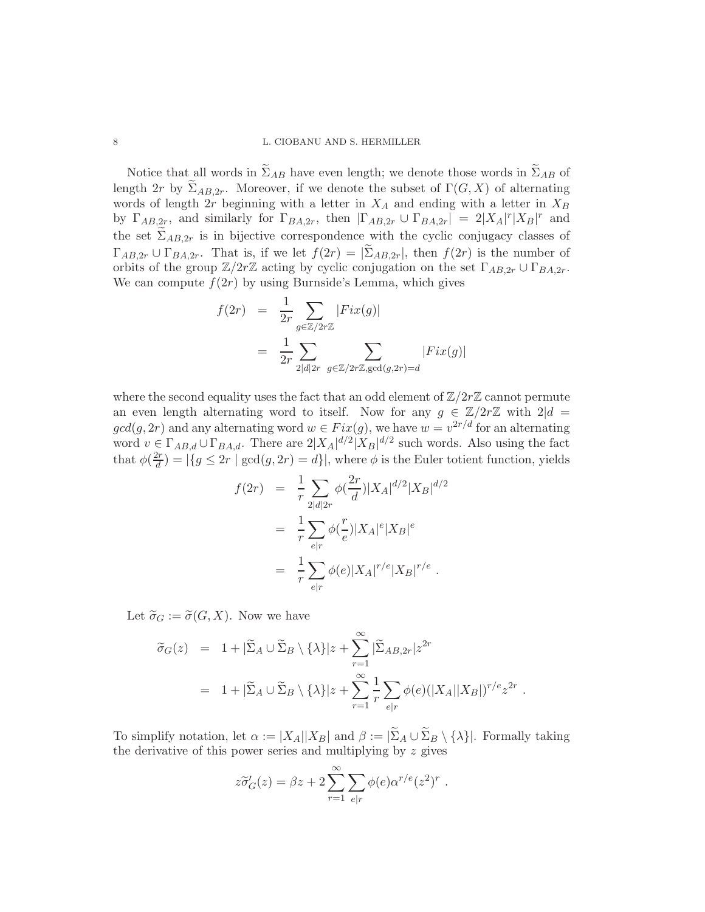Notice that all words in $\widetilde{\Sigma}_{AB}$ have even length; we denote those words in $\widetilde{\Sigma}_{AB}$ of length $2r$ by $\widetilde{\Sigma}_{AB,2r}$. Moreover, if we denote the subset of $\Gamma(G,X)$ of alternating words of length $2r$ beginning with a letter in $X_A$ and ending with a letter in $X_B$ by $\Gamma_{AB,2r}$, and similarly for $\Gamma_{BA,2r}$, then $|\Gamma_{AB,2r} \cup \Gamma_{BA,2r}| = 2|X_A|^r|X_B|^r$ and the set $\widetilde{\Sigma}_{AB,2r}$ is in bijective correspondence with the cyclic conjugacy classes of $\Gamma_{AB,2r} \cup \Gamma_{BA,2r}$. That is, if we let $f(2r) = |\widetilde{\Sigma}_{AB,2r}|$, then $f(2r)$ is the number of orbits of the group $\mathbb{Z}/2r\mathbb{Z}$ acting by cyclic conjugation on the set $\Gamma_{AB,2r} \cup \Gamma_{BA,2r}$. We can compute $f(2r)$ by using Burnside's Lemma, which gives

$$
\begin{aligned}
f(2r) &= \frac{1}{2r} \sum_{g \in \mathbb{Z}/2r\mathbb{Z}} |Fix(g)| \\
&= \frac{1}{2r} \sum_{2|d|2r} \sum_{g \in \mathbb{Z}/2r\mathbb{Z}, \gcd(g,2r)=d} |Fix(g)|
\end{aligned}
$$

where the second equality uses the fact that an odd element of $\mathbb{Z}/2r\mathbb{Z}$ cannot permute an even length alternating word to itself. Now for any $g \in \mathbb{Z}/2r\mathbb{Z}$ with $2|d = gcd(g,2r)$ and any alternating word $w \in Fix(g)$, we have $w = v^{2r/d}$ for an alternating word $v \in \Gamma_{AB,d} \cup \Gamma_{BA,d}$. There are $2|X_A|^{d/2}|X_B|^{d/2}$ such words. Also using the fact that $\phi(\frac{2r}{d}) = |\{g \leq 2r \mid \gcd(g,2r) = d\}|$, where $\phi$ is the Euler totient function, yields

$$
\begin{aligned}
f(2r) &= \frac{1}{r} \sum_{2|d|2r} \phi(\frac{2r}{d})|X_A|^{d/2}|X_B|^{d/2} \\
&= \frac{1}{r} \sum_{e|r} \phi(\frac{r}{e})|X_A|^e|X_B|^e \\
&= \frac{1}{r} \sum_{e|r} \phi(e)|X_A|^{r/e}|X_B|^{r/e} \ .
\end{aligned}
$$

Let $\widetilde{\sigma}_G := \widetilde{\sigma}(G,X)$. Now we have

$$
\begin{aligned}
\widetilde{\sigma}_G(z) &= 1 + |\widetilde{\Sigma}_A \cup \widetilde{\Sigma}_B \setminus \{\lambda\}|z + \sum_{r=1}^{\infty} |\widetilde{\Sigma}_{AB,2r}|z^{2r} \\
&= 1 + |\widetilde{\Sigma}_A \cup \widetilde{\Sigma}_B \setminus \{\lambda\}|z + \sum_{r=1}^{\infty} \frac{1}{r} \sum_{e|r} \phi(e)(|X_A||X_B|)^{r/e} z^{2r} \ .
\end{aligned}
$$

To simplify notation, let $\alpha := |X_A||X_B|$ and $\beta := |\widetilde{\Sigma}_A \cup \widetilde{\Sigma}_B \setminus \{\lambda\}|$. Formally taking the derivative of this power series and multiplying by $z$ gives

$$
z\widetilde{\sigma}'_G(z) = \beta z + 2 \sum_{r=1}^{\infty} \sum_{e|r} \phi(e) \alpha^{r/e} (z^2)^r \ .
$$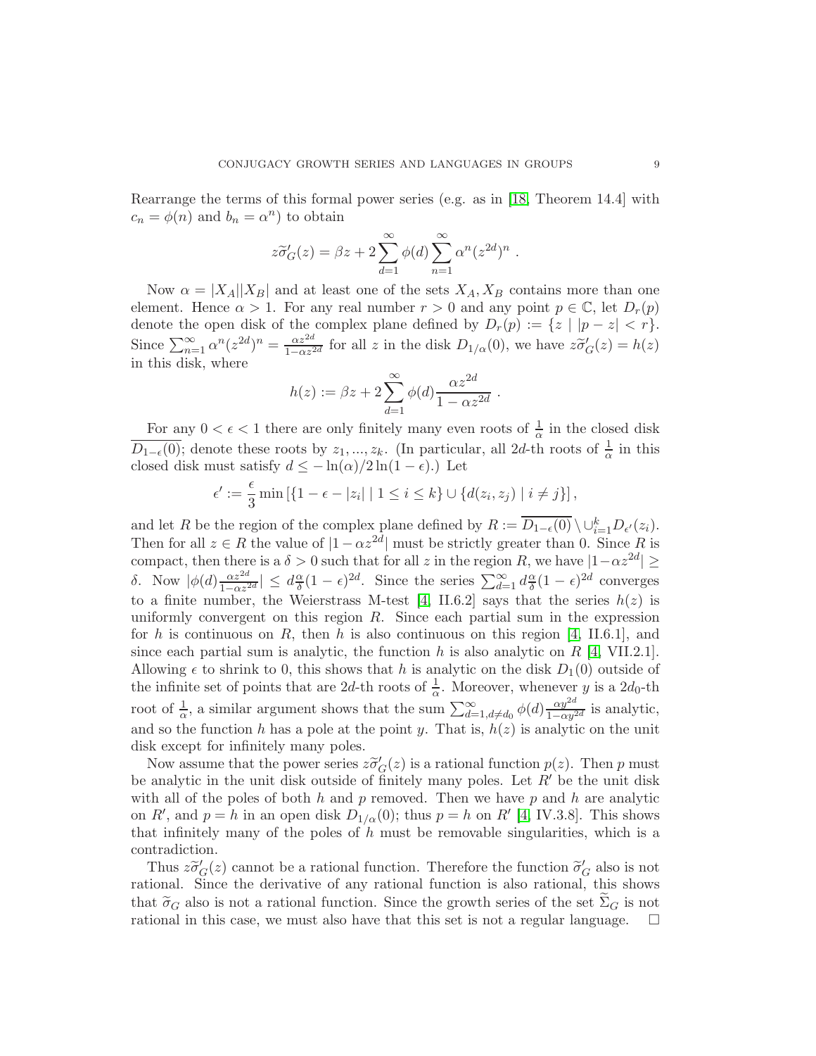Rearrange the terms of this formal power series (e.g. as in [18, Theorem 14.4] with $c_n = \phi(n)$ and $b_n = \alpha^n$) to obtain

$$z\widetilde{\sigma}'_G(z) = \beta z + 2\sum_{d=1}^{\infty} \phi(d) \sum_{n=1}^{\infty} \alpha^n (z^{2d})^n \ .$$

Now $\alpha = |X_A||X_B|$ and at least one of the sets $X_A, X_B$ contains more than one element. Hence $\alpha > 1$. For any real number $r > 0$ and any point $p \in \mathbb{C}$, let $D_r(p)$ denote the open disk of the complex plane defined by $D_r(p) := \{z \mid |p - z| < r\}$. Since $\sum_{n=1}^{\infty} \alpha^n (z^{2d})^n = \frac{\alpha z^{2d}}{1-\alpha z^{2d}}$ for all $z$ in the disk $D_{1/\alpha}(0)$, we have $z\widetilde{\sigma}'_G(z) = h(z)$ in this disk, where

$$h(z) := \beta z + 2\sum_{d=1}^{\infty} \phi(d) \frac{\alpha z^{2d}}{1 - \alpha z^{2d}} \ .$$

For any $0 < \epsilon < 1$ there are only finitely many even roots of $\frac{1}{\alpha}$ in the closed disk $\overline{D_{1-\epsilon}(0)}$; denote these roots by $z_1, ..., z_k$. (In particular, all $2d$-th roots of $\frac{1}{\alpha}$ in this closed disk must satisfy $d \leq -\ln(\alpha)/2\ln(1-\epsilon)$.) Let

$$\epsilon' := \frac{\epsilon}{3} \min\left[\{1 - \epsilon - |z_i| \mid 1 \leq i \leq k\} \cup \{d(z_i, z_j) \mid i \neq j\}\right],$$

and let $R$ be the region of the complex plane defined by $R := \overline{D_{1-\epsilon}(0)} \setminus \cup_{i=1}^{k} D_{\epsilon'}(z_i)$. Then for all $z \in R$ the value of $|1 - \alpha z^{2d}|$ must be strictly greater than 0. Since $R$ is compact, then there is a $\delta > 0$ such that for all $z$ in the region $R$, we have $|1-\alpha z^{2d}| \geq \delta$. Now $|\phi(d)\frac{\alpha z^{2d}}{1-\alpha z^{2d}}| \leq d\frac{\alpha}{\delta}(1-\epsilon)^{2d}$. Since the series $\sum_{d=1}^{\infty} d\frac{\alpha}{\delta}(1-\epsilon)^{2d}$ converges to a finite number, the Weierstrass M-test [4, II.6.2] says that the series $h(z)$ is uniformly convergent on this region $R$. Since each partial sum in the expression for $h$ is continuous on $R$, then $h$ is also continuous on this region [4, II.6.1], and since each partial sum is analytic, the function $h$ is also analytic on $R$ [4, VII.2.1]. Allowing $\epsilon$ to shrink to 0, this shows that $h$ is analytic on the disk $D_1(0)$ outside of the infinite set of points that are $2d$-th roots of $\frac{1}{\alpha}$. Moreover, whenever $y$ is a $2d_0$-th root of $\frac{1}{\alpha}$, a similar argument shows that the sum $\sum_{d=1, d\neq d_0}^{\infty} \phi(d)\frac{\alpha y^{2d}}{1-\alpha y^{2d}}$ is analytic, and so the function $h$ has a pole at the point $y$. That is, $h(z)$ is analytic on the unit disk except for infinitely many poles.

Now assume that the power series $z\widetilde{\sigma}'_G(z)$ is a rational function $p(z)$. Then $p$ must be analytic in the unit disk outside of finitely many poles. Let $R'$ be the unit disk with all of the poles of both $h$ and $p$ removed. Then we have $p$ and $h$ are analytic on $R'$, and $p = h$ in an open disk $D_{1/\alpha}(0)$; thus $p = h$ on $R'$ [4, IV.3.8]. This shows that infinitely many of the poles of $h$ must be removable singularities, which is a contradiction.

Thus $z\widetilde{\sigma}'_G(z)$ cannot be a rational function. Therefore the function $\widetilde{\sigma}'_G$ also is not rational. Since the derivative of any rational function is also rational, this shows that $\widetilde{\sigma}_G$ also is not a rational function. Since the growth series of the set $\widetilde{\Sigma}_G$ is not rational in this case, we must also have that this set is not a regular language. $\square$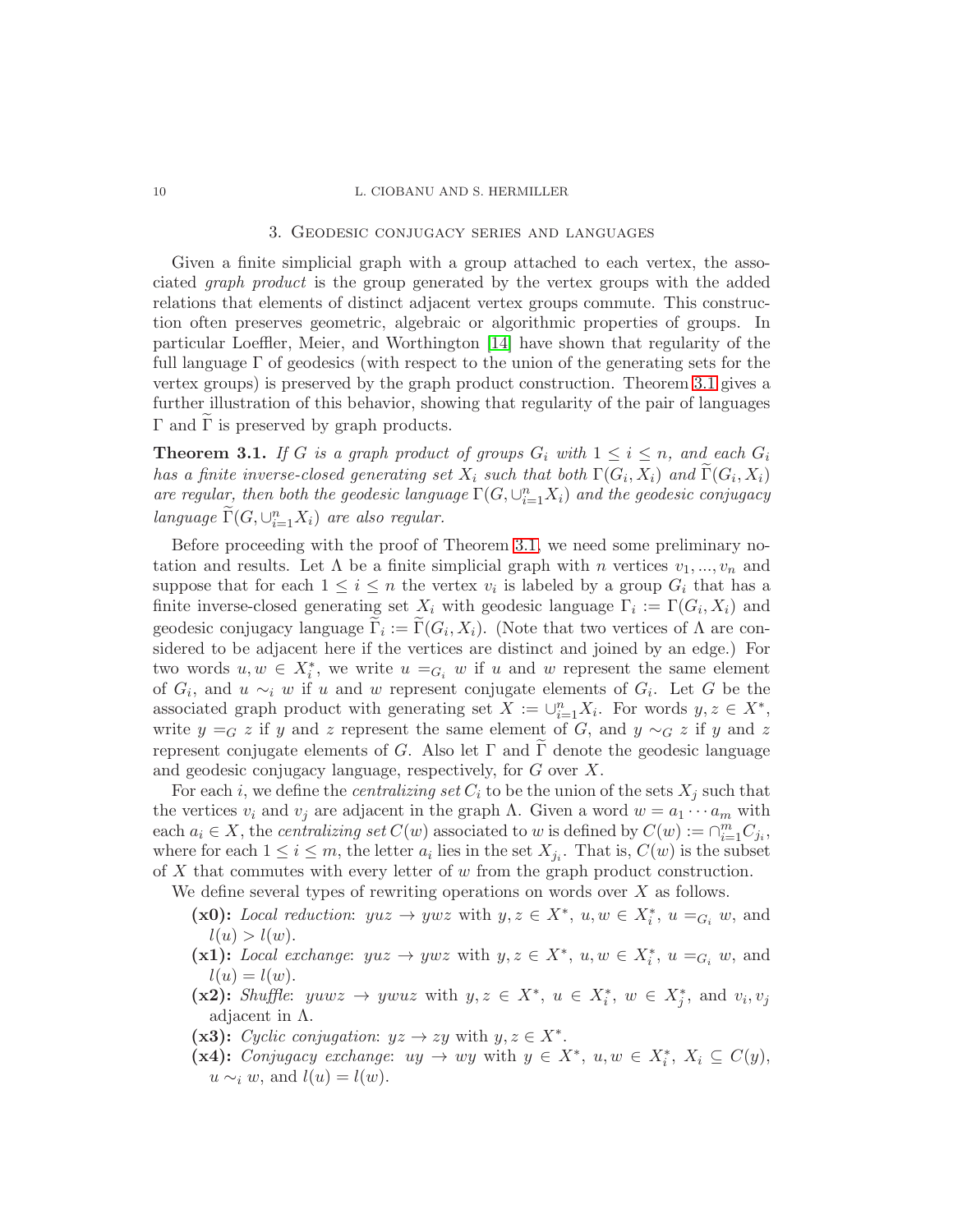## 3. Geodesic conjugacy series and languages

Given a finite simplicial graph with a group attached to each vertex, the associated *graph product* is the group generated by the vertex groups with the added relations that elements of distinct adjacent vertex groups commute. This construction often preserves geometric, algebraic or algorithmic properties of groups. In particular Loeffler, Meier, and Worthington [14] have shown that regularity of the full language $\Gamma$ of geodesics (with respect to the union of the generating sets for the vertex groups) is preserved by the graph product construction. Theorem 3.1 gives a further illustration of this behavior, showing that regularity of the pair of languages $\Gamma$ and $\widetilde{\Gamma}$ is preserved by graph products.

**Theorem 3.1.** *If $G$ is a graph product of groups $G_i$ with $1 \leq i \leq n$, and each $G_i$ has a finite inverse-closed generating set $X_i$ such that both $\Gamma(G_i, X_i)$ and $\widetilde{\Gamma}(G_i, X_i)$ are regular, then both the geodesic language $\Gamma(G, \cup_{i=1}^n X_i)$ and the geodesic conjugacy language $\widetilde{\Gamma}(G, \cup_{i=1}^n X_i)$ are also regular.*

Before proceeding with the proof of Theorem 3.1, we need some preliminary notation and results. Let $\Lambda$ be a finite simplicial graph with $n$ vertices $v_1, ..., v_n$ and suppose that for each $1 \leq i \leq n$ the vertex $v_i$ is labeled by a group $G_i$ that has a finite inverse-closed generating set $X_i$ with geodesic language $\Gamma_i := \Gamma(G_i, X_i)$ and geodesic conjugacy language $\widetilde{\Gamma}_i := \widetilde{\Gamma}(G_i, X_i)$. (Note that two vertices of $\Lambda$ are considered to be adjacent here if the vertices are distinct and joined by an edge.) For two words $u, w \in X_i^*$, we write $u =_{G_i} w$ if $u$ and $w$ represent the same element of $G_i$, and $u \sim_i w$ if $u$ and $w$ represent conjugate elements of $G_i$. Let $G$ be the associated graph product with generating set $X := \cup_{i=1}^n X_i$. For words $y, z \in X^*$, write $y =_G z$ if $y$ and $z$ represent the same element of $G$, and $y \sim_G z$ if $y$ and $z$ represent conjugate elements of $G$. Also let $\Gamma$ and $\widetilde{\Gamma}$ denote the geodesic language and geodesic conjugacy language, respectively, for $G$ over $X$.

For each $i$, we define the *centralizing set* $C_i$ to be the union of the sets $X_j$ such that the vertices $v_i$ and $v_j$ are adjacent in the graph $\Lambda$. Given a word $w = a_1 \cdots a_m$ with each $a_i \in X$, the *centralizing set* $C(w)$ associated to $w$ is defined by $C(w) := \cap_{i=1}^m C_{j_i}$, where for each $1 \leq i \leq m$, the letter $a_i$ lies in the set $X_{j_i}$. That is, $C(w)$ is the subset of $X$ that commutes with every letter of $w$ from the graph product construction.

We define several types of rewriting operations on words over $X$ as follows.

- **(x0):** *Local reduction*: $yuz \to ywz$ with $y, z \in X^*$, $u, w \in X_i^*$, $u =_{G_i} w$, and $l(u) > l(w)$.
- **(x1):** *Local exchange*: $yuz \to ywz$ with $y, z \in X^*$, $u, w \in X_i^*$, $u =_{G_i} w$, and $l(u) = l(w)$.
- **(x2):** *Shuffle*: $yuwz \to ywuz$ with $y, z \in X^*$, $u \in X_i^*$, $w \in X_j^*$, and $v_i, v_j$ adjacent in $\Lambda$.
- **(x3):** *Cyclic conjugation*: $yz \to zy$ with $y, z \in X^*$.
- **(x4):** *Conjugacy exchange*: $uy \to wy$ with $y \in X^*$, $u, w \in X_i^*$, $X_i \subseteq C(y)$, $u \sim_i w$, and $l(u) = l(w)$.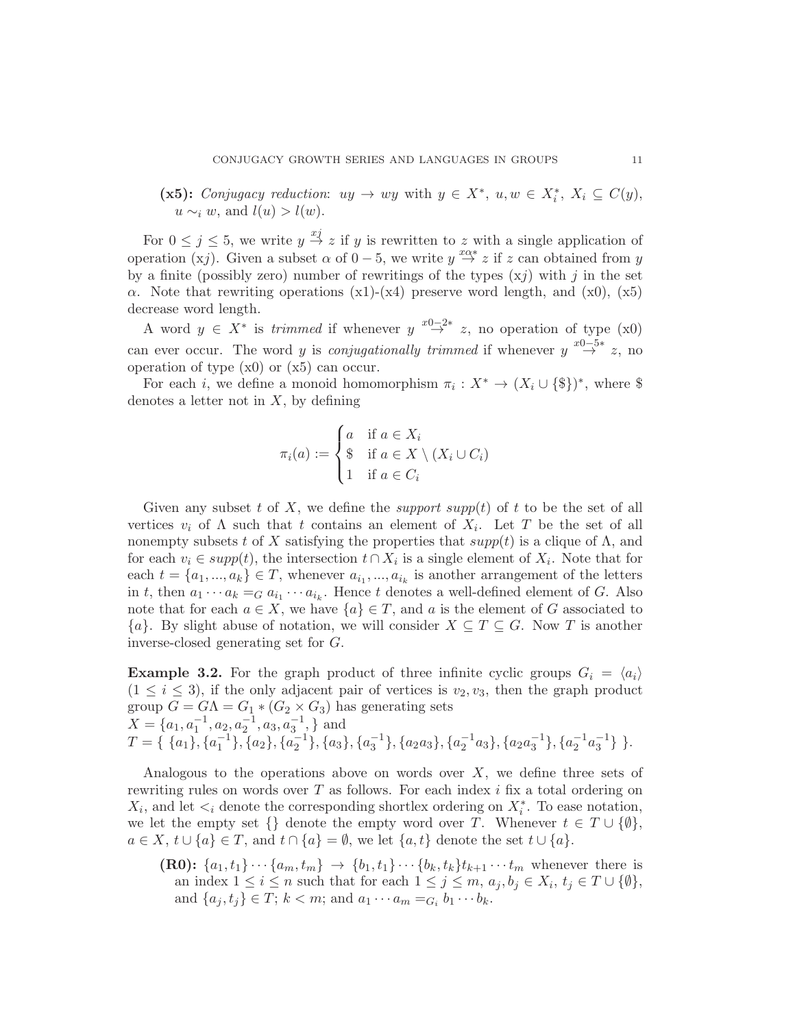**(x5):** *Conjugacy reduction*: $uy \to wy$ with $y \in X^*$, $u, w \in X_i^*$, $X_i \subseteq C(y)$, $u \sim_i w$, and $l(u) > l(w)$.

For $0 \le j \le 5$, we write $y \overset{xj}{\to} z$ if $y$ is rewritten to $z$ with a single application of operation (x$j$). Given a subset $\alpha$ of $0-5$, we write $y \overset{x\alpha *}{\to} z$ if $z$ can obtained from $y$ by a finite (possibly zero) number of rewritings of the types (x$j$) with $j$ in the set $\alpha$. Note that rewriting operations (x1)-(x4) preserve word length, and (x0), (x5) decrease word length.

A word $y \in X^*$ is *trimmed* if whenever $y \overset{x0-2*}{\to} z$, no operation of type (x0) can ever occur. The word $y$ is *conjugationally trimmed* if whenever $y \overset{x0-5*}{\to} z$, no operation of type (x0) or (x5) can occur.

For each $i$, we define a monoid homomorphism $\pi_i : X^* \to (X_i \cup \{\$\})^*$, where \$ denotes a letter not in $X$, by defining

$$\pi_i(a) := \begin{cases} a & \text{if } a \in X_i \\ \$ & \text{if } a \in X \setminus (X_i \cup C_i) \\ 1 & \text{if } a \in C_i \end{cases}$$

Given any subset $t$ of $X$, we define the *support* $supp(t)$ of $t$ to be the set of all vertices $v_i$ of $\Lambda$ such that $t$ contains an element of $X_i$. Let $T$ be the set of all nonempty subsets $t$ of $X$ satisfying the properties that $supp(t)$ is a clique of $\Lambda$, and for each $v_i \in supp(t)$, the intersection $t \cap X_i$ is a single element of $X_i$. Note that for each $t = \{a_1, ..., a_k\} \in T$, whenever $a_{i_1}, ..., a_{i_k}$ is another arrangement of the letters in $t$, then $a_1 \cdots a_k =_G a_{i_1} \cdots a_{i_k}$. Hence $t$ denotes a well-defined element of $G$. Also note that for each $a \in X$, we have $\{a\} \in T$, and $a$ is the element of $G$ associated to $\{a\}$. By slight abuse of notation, we will consider $X \subseteq T \subseteq G$. Now $T$ is another inverse-closed generating set for $G$.

**Example 3.2.** For the graph product of three infinite cyclic groups $G_i = \langle a_i \rangle$ $(1 \le i \le 3)$, if the only adjacent pair of vertices is $v_2, v_3$, then the graph product group $G = G\Lambda = G_1 * (G_2 \times G_3)$ has generating sets
$X = \{a_1, a_1^{-1}, a_2, a_2^{-1}, a_3, a_3^{-1}, \}$ and
$T = \{\ \{a_1\}, \{a_1^{-1}\}, \{a_2\}, \{a_2^{-1}\}, \{a_3\}, \{a_3^{-1}\}, \{a_2a_3\}, \{a_2^{-1}a_3\}, \{a_2a_3^{-1}\}, \{a_2^{-1}a_3^{-1}\}\ \}$.

Analogous to the operations above on words over $X$, we define three sets of rewriting rules on words over $T$ as follows. For each index $i$ fix a total ordering on $X_i$, and let $<_i$ denote the corresponding shortlex ordering on $X_i^*$. To ease notation, we let the empty set $\{\}$ denote the empty word over $T$. Whenever $t \in T \cup \{\emptyset\}$, $a \in X$, $t \cup \{a\} \in T$, and $t \cap \{a\} = \emptyset$, we let $\{a, t\}$ denote the set $t \cup \{a\}$.

**(R0):** $\{a_1, t_1\} \cdots \{a_m, t_m\} \to \{b_1, t_1\} \cdots \{b_k, t_k\} t_{k+1} \cdots t_m$ whenever there is an index $1 \le i \le n$ such that for each $1 \le j \le m$, $a_j, b_j \in X_i$, $t_j \in T \cup \{\emptyset\}$, and $\{a_j, t_j\} \in T$; $k < m$; and $a_1 \cdots a_m =_{G_i} b_1 \cdots b_k$.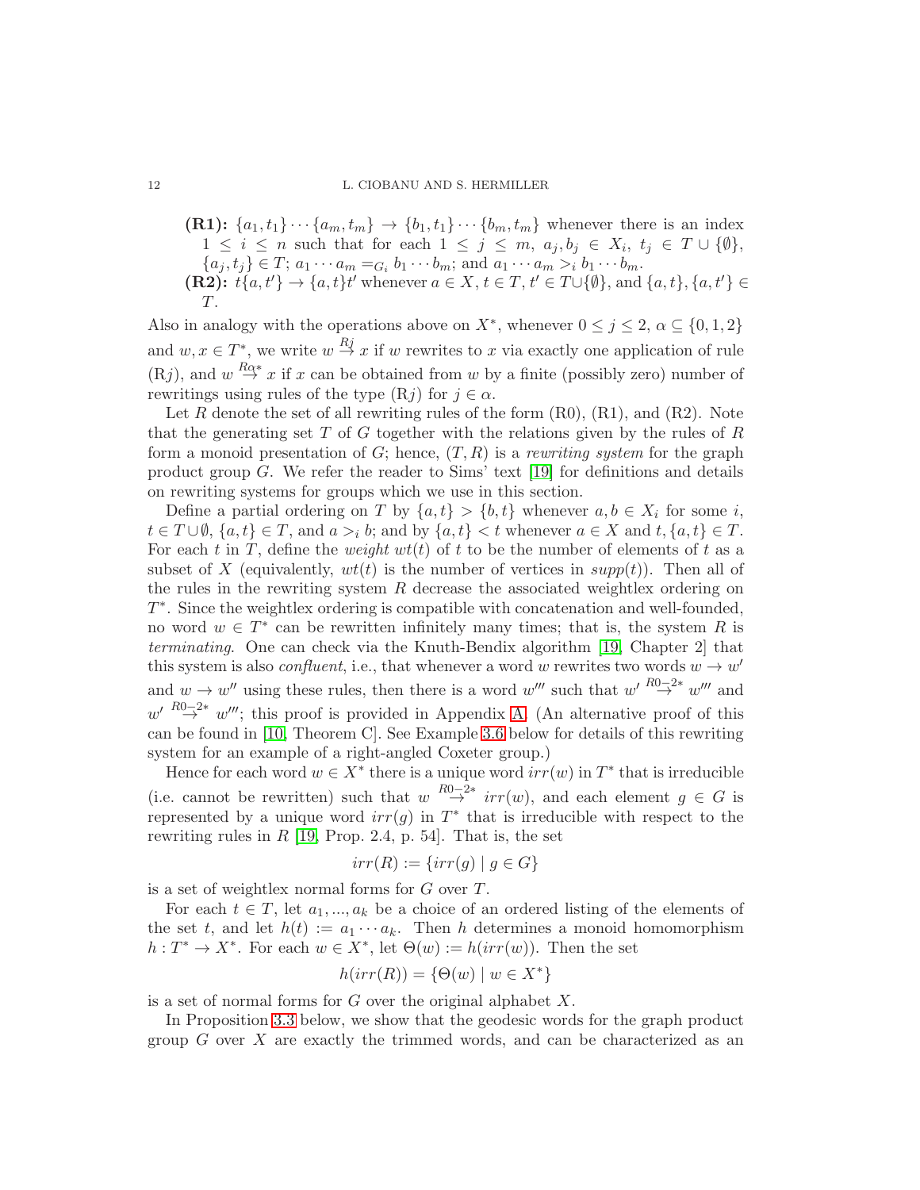**(R1):** $\{a_1,t_1\}\cdots\{a_m,t_m\} \to \{b_1,t_1\}\cdots\{b_m,t_m\}$ whenever there is an index $1 \le i \le n$ such that for each $1 \le j \le m$, $a_j, b_j \in X_i$, $t_j \in T \cup \{\emptyset\}$, $\{a_j,t_j\} \in T$; $a_1 \cdots a_m =_{G_i} b_1 \cdots b_m$; and $a_1 \cdots a_m >_i b_1 \cdots b_m$.

**(R2):** $t\{a,t'\} \to \{a,t\}t'$ whenever $a \in X$, $t \in T$, $t' \in T \cup \{\emptyset\}$, and $\{a,t\}, \{a,t'\} \in T$.

Also in analogy with the operations above on $X^*$, whenever $0 \le j \le 2$, $\alpha \subseteq \{0,1,2\}$ and $w, x \in T^*$, we write $w \overset{Rj}{\to} x$ if $w$ rewrites to $x$ via exactly one application of rule (R$j$), and $w \overset{R\alpha*}{\to} x$ if $x$ can be obtained from $w$ by a finite (possibly zero) number of rewritings using rules of the type (R$j$) for $j \in \alpha$.

Let $R$ denote the set of all rewriting rules of the form (R0), (R1), and (R2). Note that the generating set $T$ of $G$ together with the relations given by the rules of $R$ form a monoid presentation of $G$; hence, $(T,R)$ is a *rewriting system* for the graph product group $G$. We refer the reader to Sims' text [19] for definitions and details on rewriting systems for groups which we use in this section.

Define a partial ordering on $T$ by $\{a,t\} > \{b,t\}$ whenever $a, b \in X_i$ for some $i$, $t \in T \cup \emptyset$, $\{a,t\} \in T$, and $a >_i b$; and by $\{a,t\} < t$ whenever $a \in X$ and $t, \{a,t\} \in T$. For each $t$ in $T$, define the *weight* $wt(t)$ of $t$ to be the number of elements of $t$ as a subset of $X$ (equivalently, $wt(t)$ is the number of vertices in $supp(t)$). Then all of the rules in the rewriting system $R$ decrease the associated weightlex ordering on $T^*$. Since the weightlex ordering is compatible with concatenation and well-founded, no word $w \in T^*$ can be rewritten infinitely many times; that is, the system $R$ is *terminating*. One can check via the Knuth-Bendix algorithm [19, Chapter 2] that this system is also *confluent*, i.e., that whenever a word $w$ rewrites two words $w \to w'$ and $w \to w''$ using these rules, then there is a word $w'''$ such that $w' \overset{R0-2*}{\to} w'''$ and $w' \overset{R0-2*}{\to} w'''$; this proof is provided in Appendix A. (An alternative proof of this can be found in [10, Theorem C]. See Example 3.6 below for details of this rewriting system for an example of a right-angled Coxeter group.)

Hence for each word $w \in X^*$ there is a unique word $irr(w)$ in $T^*$ that is irreducible (i.e. cannot be rewritten) such that $w \overset{R0-2*}{\to} irr(w)$, and each element $g \in G$ is represented by a unique word $irr(g)$ in $T^*$ that is irreducible with respect to the rewriting rules in $R$ [19, Prop. 2.4, p. 54]. That is, the set

$$irr(R) := \{irr(g) \mid g \in G\}$$

is a set of weightlex normal forms for $G$ over $T$.

For each $t \in T$, let $a_1, ..., a_k$ be a choice of an ordered listing of the elements of the set $t$, and let $h(t) := a_1 \cdots a_k$. Then $h$ determines a monoid homomorphism $h : T^* \to X^*$. For each $w \in X^*$, let $\Theta(w) := h(irr(w))$. Then the set

$$h(irr(R)) = \{\Theta(w) \mid w \in X^*\}$$

is a set of normal forms for $G$ over the original alphabet $X$.

In Proposition 3.3 below, we show that the geodesic words for the graph product group $G$ over $X$ are exactly the trimmed words, and can be characterized as an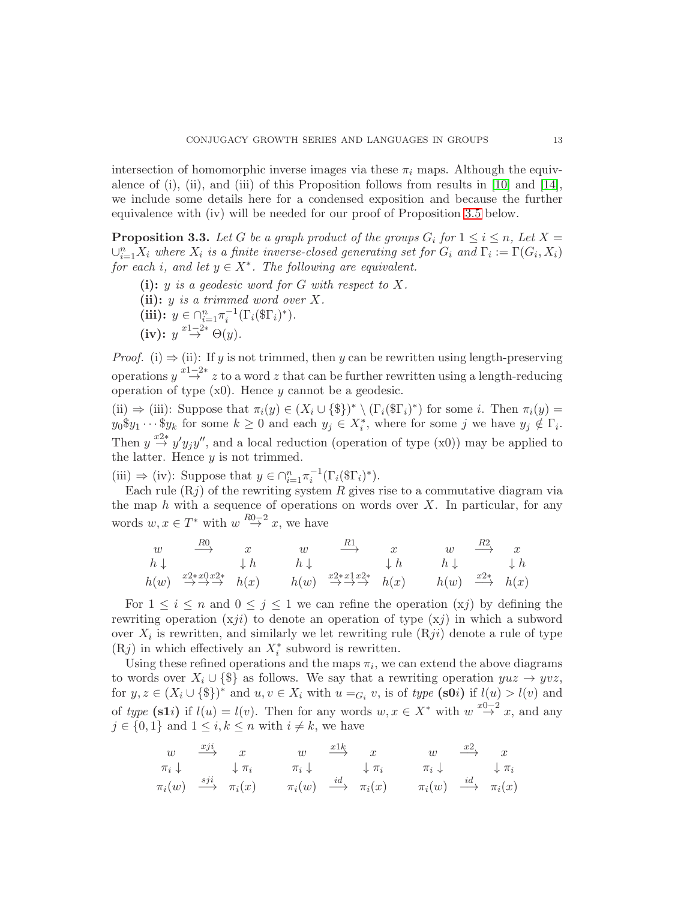intersection of homomorphic inverse images via these $\pi_i$ maps. Although the equivalence of (i), (ii), and (iii) of this Proposition follows from results in [10] and [14], we include some details here for a condensed exposition and because the further equivalence with (iv) will be needed for our proof of Proposition 3.5 below.

**Proposition 3.3.** *Let $G$ be a graph product of the groups $G_i$ for $1 \leq i \leq n$, Let $X = \cup_{i=1}^n X_i$ where $X_i$ is a finite inverse-closed generating set for $G_i$ and $\Gamma_i := \Gamma(G_i, X_i)$ for each $i$, and let $y \in X^*$. The following are equivalent.*

- **(i):** *$y$ is a geodesic word for $G$ with respect to $X$.*
- **(ii):** *$y$ is a trimmed word over $X$.*
- **(iii):** *$y \in \cap_{i=1}^n \pi_i^{-1}(\Gamma_i(\$\Gamma_i)^*)$.*
- **(iv):** *$y \overset{x1-2*}{\to} \Theta(y)$.*

*Proof.* (i) $\Rightarrow$ (ii): If $y$ is not trimmed, then $y$ can be rewritten using length-preserving operations $y \overset{x1-2*}{\to} z$ to a word $z$ that can be further rewritten using a length-reducing operation of type (x0). Hence $y$ cannot be a geodesic.

(ii) $\Rightarrow$ (iii): Suppose that $\pi_i(y) \in (X_i \cup \{\$\})^* \setminus (\Gamma_i(\$\Gamma_i)^*)$ for some $i$. Then $\pi_i(y) = y_0\$y_1 \cdots \$y_k$ for some $k \geq 0$ and each $y_j \in X_i^*$, where for some $j$ we have $y_j \notin \Gamma_i$. Then $y \overset{x2*}{\to} y' y_j y''$, and a local reduction (operation of type (x0)) may be applied to the latter. Hence $y$ is not trimmed.

(iii) $\Rightarrow$ (iv): Suppose that $y \in \cap_{i=1}^n \pi_i^{-1}(\Gamma_i(\$\Gamma_i)^*)$.

Each rule (R$j$) of the rewriting system $R$ gives rise to a commutative diagram via the map $h$ with a sequence of operations on words over $X$. In particular, for any words $w, x \in T^*$ with $w \overset{R0-2}{\to} x$, we have

$$
\begin{array}{ccc}
w & \overset{R0}{\longrightarrow} & x \\
h\downarrow & & \downarrow h \\
h(w) & \overset{x2*}{\to}\overset{x0}{\to}\overset{x2*}{\to} & h(x)
\end{array}
\qquad
\begin{array}{ccc}
w & \overset{R1}{\longrightarrow} & x \\
h\downarrow & & \downarrow h \\
h(w) & \overset{x2*}{\to}\overset{x1}{\to}\overset{x2*}{\to} & h(x)
\end{array}
\qquad
\begin{array}{ccc}
w & \overset{R2}{\longrightarrow} & x \\
h\downarrow & & \downarrow h \\
h(w) & \overset{x2*}{\longrightarrow} & h(x)
\end{array}
$$

For $1 \leq i \leq n$ and $0 \leq j \leq 1$ we can refine the operation (x$j$) by defining the rewriting operation (x$ji$) to denote an operation of type (x$j$) in which a subword over $X_i$ is rewritten, and similarly we let rewriting rule (R$ji$) denote a rule of type (R$j$) in which effectively an $X_i^*$ subword is rewritten.

Using these refined operations and the maps $\pi_i$, we can extend the above diagrams to words over $X_i \cup \{\$\}$ as follows. We say that a rewriting operation $yuz \to yvz$, for $y, z \in (X_i \cup \{\$\})^*$ and $u, v \in X_i$ with $u =_{G_i} v$, is of *type* **(s0$i$)** if $l(u) > l(v)$ and of *type* **(s1$i$)** if $l(u) = l(v)$. Then for any words $w, x \in X^*$ with $w \overset{x0-2}{\to} x$, and any $j \in \{0, 1\}$ and $1 \leq i, k \leq n$ with $i \neq k$, we have

$$
\begin{array}{ccc}
w & \overset{xji}{\longrightarrow} & x \\
\pi_i\downarrow & & \downarrow \pi_i \\
\pi_i(w) & \overset{sji}{\longrightarrow} & \pi_i(x)
\end{array}
\qquad
\begin{array}{ccc}
w & \overset{x1k}{\longrightarrow} & x \\
\pi_i\downarrow & & \downarrow \pi_i \\
\pi_i(w) & \overset{id}{\longrightarrow} & \pi_i(x)
\end{array}
\qquad
\begin{array}{ccc}
w & \overset{x2}{\longrightarrow} & x \\
\pi_i\downarrow & & \downarrow \pi_i \\
\pi_i(w) & \overset{id}{\longrightarrow} & \pi_i(x)
\end{array}
$$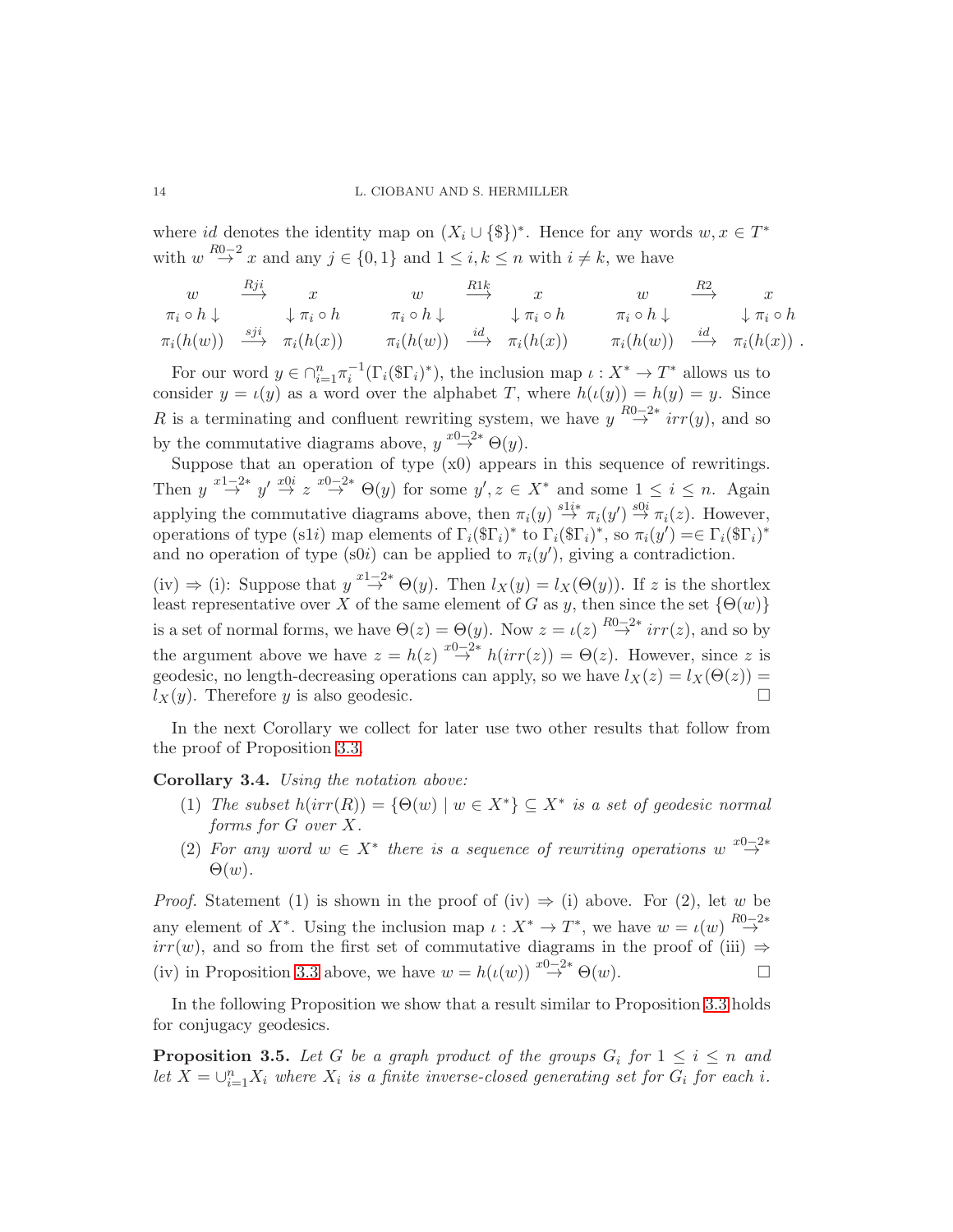where $id$ denotes the identity map on $(X_i \cup \{\$\})^*$. Hence for any words $w, x \in T^*$ with $w \overset{R0-2}{\to} x$ and any $j \in \{0,1\}$ and $1 \le i, k \le n$ with $i \ne k$, we have

$$
\begin{array}{ccc}
w & \overset{Rji}{\longrightarrow} & x \\
\pi_i \circ h \downarrow & & \downarrow \pi_i \circ h \\
\pi_i(h(w)) & \overset{sji}{\longrightarrow} & \pi_i(h(x))
\end{array}
\qquad
\begin{array}{ccc}
w & \overset{R1k}{\longrightarrow} & x \\
\pi_i \circ h \downarrow & & \downarrow \pi_i \circ h \\
\pi_i(h(w)) & \overset{id}{\longrightarrow} & \pi_i(h(x))
\end{array}
\qquad
\begin{array}{ccc}
w & \overset{R2}{\longrightarrow} & x \\
\pi_i \circ h \downarrow & & \downarrow \pi_i \circ h \\
\pi_i(h(w)) & \overset{id}{\longrightarrow} & \pi_i(h(x))
\end{array} .
$$

For our word $y \in \cap_{i=1}^n \pi_i^{-1}(\Gamma_i(\$\Gamma_i)^*)$, the inclusion map $\iota : X^* \to T^*$ allows us to consider $y = \iota(y)$ as a word over the alphabet $T$, where $h(\iota(y)) = h(y) = y$. Since $R$ is a terminating and confluent rewriting system, we have $y \overset{R0-2*}{\to} irr(y)$, and so by the commutative diagrams above, $y \overset{x0-2*}{\to} \Theta(y)$.

Suppose that an operation of type (x0) appears in this sequence of rewritings. Then $y \overset{x1-2*}{\to} y' \overset{x0i}{\to} z \overset{x0-2*}{\to} \Theta(y)$ for some $y', z \in X^*$ and some $1 \le i \le n$. Again applying the commutative diagrams above, then $\pi_i(y) \overset{s1i*}{\to} \pi_i(y') \overset{s0i}{\to} \pi_i(z)$. However, operations of type (s1$i$) map elements of $\Gamma_i(\$\Gamma_i)^*$ to $\Gamma_i(\$\Gamma_i)^*$, so $\pi_i(y') =\in \Gamma_i(\$\Gamma_i)^*$ and no operation of type (s0$i$) can be applied to $\pi_i(y')$, giving a contradiction.

(iv) $\Rightarrow$ (i): Suppose that $y \overset{x1-2*}{\to} \Theta(y)$. Then $l_X(y) = l_X(\Theta(y))$. If $z$ is the shortlex least representative over $X$ of the same element of $G$ as $y$, then since the set $\{\Theta(w)\}$ is a set of normal forms, we have $\Theta(z) = \Theta(y)$. Now $z = \iota(z) \overset{R0-2*}{\to} irr(z)$, and so by the argument above we have $z = h(z) \overset{x0-2*}{\to} h(irr(z)) = \Theta(z)$. However, since $z$ is geodesic, no length-decreasing operations can apply, so we have $l_X(z) = l_X(\Theta(z)) = l_X(y)$. Therefore $y$ is also geodesic. $\square$

In the next Corollary we collect for later use two other results that follow from the proof of Proposition 3.3.

**Corollary 3.4.** *Using the notation above:*

1. *The subset $h(irr(R)) = \{\Theta(w) \mid w \in X^*\} \subseteq X^*$ is a set of geodesic normal forms for $G$ over $X$.*
2. *For any word $w \in X^*$ there is a sequence of rewriting operations $w \overset{x0-2*}{\to} \Theta(w)$.*

*Proof.* Statement (1) is shown in the proof of (iv) $\Rightarrow$ (i) above. For (2), let $w$ be any element of $X^*$. Using the inclusion map $\iota : X^* \to T^*$, we have $w = \iota(w) \overset{R0-2*}{\to} irr(w)$, and so from the first set of commutative diagrams in the proof of (iii) $\Rightarrow$ (iv) in Proposition 3.3 above, we have $w = h(\iota(w)) \overset{x0-2*}{\to} \Theta(w)$. $\square$

In the following Proposition we show that a result similar to Proposition 3.3 holds for conjugacy geodesics.

**Proposition 3.5.** *Let $G$ be a graph product of the groups $G_i$ for $1 \le i \le n$ and let $X = \cup_{i=1}^n X_i$ where $X_i$ is a finite inverse-closed generating set for $G_i$ for each $i$.*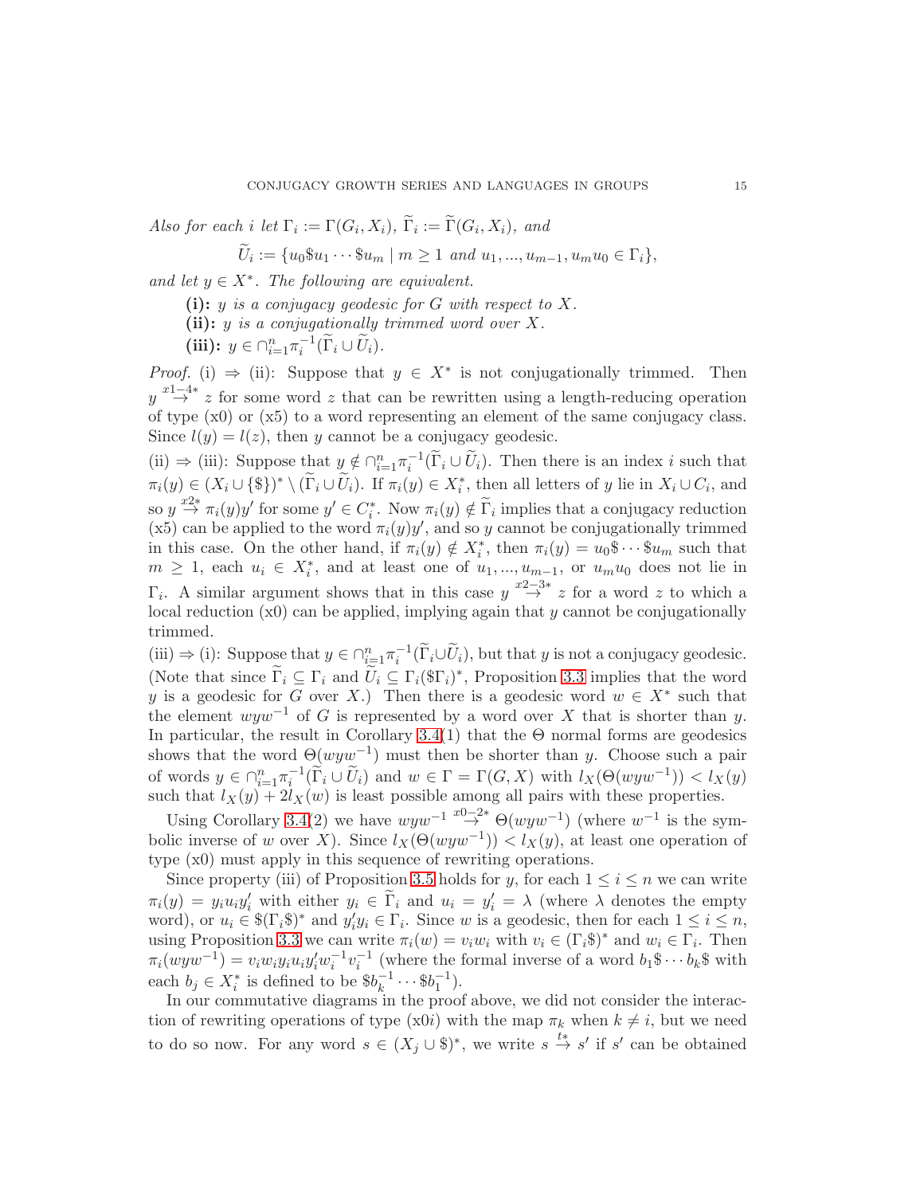*Also for each $i$ let $\Gamma_i := \Gamma(G_i, X_i)$, $\widetilde{\Gamma}_i := \widetilde{\Gamma}(G_i, X_i)$, and*

$$\widetilde{U}_i := \{u_0\$u_1 \cdots \$u_m \mid m \geq 1 \text{ and } u_1, ..., u_{m-1}, u_m u_0 \in \Gamma_i\},$$

*and let $y \in X^*$. The following are equivalent.*

**(i):** *$y$ is a conjugacy geodesic for $G$ with respect to $X$.*

**(ii):** *$y$ is a conjugationally trimmed word over $X$.*

**(iii):** *$y \in \cap_{i=1}^n \pi_i^{-1}(\widetilde{\Gamma}_i \cup \widetilde{U}_i)$.*

*Proof.* (i) $\Rightarrow$ (ii): Suppose that $y \in X^*$ is not conjugationally trimmed. Then $y \overset{x1-4*}{\to} z$ for some word $z$ that can be rewritten using a length-reducing operation of type (x0) or (x5) to a word representing an element of the same conjugacy class. Since $l(y) = l(z)$, then $y$ cannot be a conjugacy geodesic.

(ii) $\Rightarrow$ (iii): Suppose that $y \notin \cap_{i=1}^n \pi_i^{-1}(\widetilde{\Gamma}_i \cup \widetilde{U}_i)$. Then there is an index $i$ such that $\pi_i(y) \in (X_i \cup \{\$\})^* \setminus (\widetilde{\Gamma}_i \cup \widetilde{U}_i)$. If $\pi_i(y) \in X_i^*$, then all letters of $y$ lie in $X_i \cup C_i$, and so $y \overset{x2*}{\to} \pi_i(y)y'$ for some $y' \in C_i^*$. Now $\pi_i(y) \notin \widetilde{\Gamma}_i$ implies that a conjugacy reduction (x5) can be applied to the word $\pi_i(y)y'$, and so $y$ cannot be conjugationally trimmed in this case. On the other hand, if $\pi_i(y) \notin X_i^*$, then $\pi_i(y) = u_0\$ \cdots \$u_m$ such that $m \geq 1$, each $u_i \in X_i^*$, and at least one of $u_1, ..., u_{m-1}$, or $u_m u_0$ does not lie in $\Gamma_i$. A similar argument shows that in this case $y \overset{x2-3*}{\to} z$ for a word $z$ to which a local reduction (x0) can be applied, implying again that $y$ cannot be conjugationally trimmed.

(iii) $\Rightarrow$ (i): Suppose that $y \in \cap_{i=1}^n \pi_i^{-1}(\widetilde{\Gamma}_i \cup \widetilde{U}_i)$, but that $y$ is not a conjugacy geodesic. (Note that since $\widetilde{\Gamma}_i \subseteq \Gamma_i$ and $\widetilde{U}_i \subseteq \Gamma_i(\$\Gamma_i)^*$, Proposition 3.3 implies that the word $y$ is a geodesic for $G$ over $X$.) Then there is a geodesic word $w \in X^*$ such that the element $wyw^{-1}$ of $G$ is represented by a word over $X$ that is shorter than $y$. In particular, the result in Corollary 3.4(1) that the $\Theta$ normal forms are geodesics shows that the word $\Theta(wyw^{-1})$ must then be shorter than $y$. Choose such a pair of words $y \in \cap_{i=1}^n \pi_i^{-1}(\widetilde{\Gamma}_i \cup \widetilde{U}_i)$ and $w \in \Gamma = \Gamma(G, X)$ with $l_X(\Theta(wyw^{-1})) < l_X(y)$ such that $l_X(y) + 2l_X(w)$ is least possible among all pairs with these properties.

Using Corollary 3.4(2) we have $wyw^{-1} \overset{x0-2*}{\to} \Theta(wyw^{-1})$ (where $w^{-1}$ is the symbolic inverse of $w$ over $X$). Since $l_X(\Theta(wyw^{-1})) < l_X(y)$, at least one operation of type (x0) must apply in this sequence of rewriting operations.

Since property (iii) of Proposition 3.5 holds for $y$, for each $1 \leq i \leq n$ we can write $\pi_i(y) = y_i u_i y_i'$ with either $y_i \in \widetilde{\Gamma}_i$ and $u_i = y_i' = \lambda$ (where $\lambda$ denotes the empty word), or $u_i \in \$(\Gamma_i\$)^*$ and $y_i' y_i \in \Gamma_i$. Since $w$ is a geodesic, then for each $1 \leq i \leq n$, using Proposition 3.3 we can write $\pi_i(w) = v_i w_i$ with $v_i \in (\Gamma_i\$)^*$ and $w_i \in \Gamma_i$. Then $\pi_i(wyw^{-1}) = v_i w_i y_i u_i y_i' w_i^{-1} v_i^{-1}$ (where the formal inverse of a word $b_1\$ \cdots b_k\$$ with each $b_j \in X_i^*$ is defined to be $\$b_k^{-1} \cdots \$b_1^{-1}$).

In our commutative diagrams in the proof above, we did not consider the interaction of rewriting operations of type (x0$i$) with the map $\pi_k$ when $k \neq i$, but we need to do so now. For any word $s \in (X_j \cup \$)^*$, we write $s \overset{t*}{\to} s'$ if $s'$ can be obtained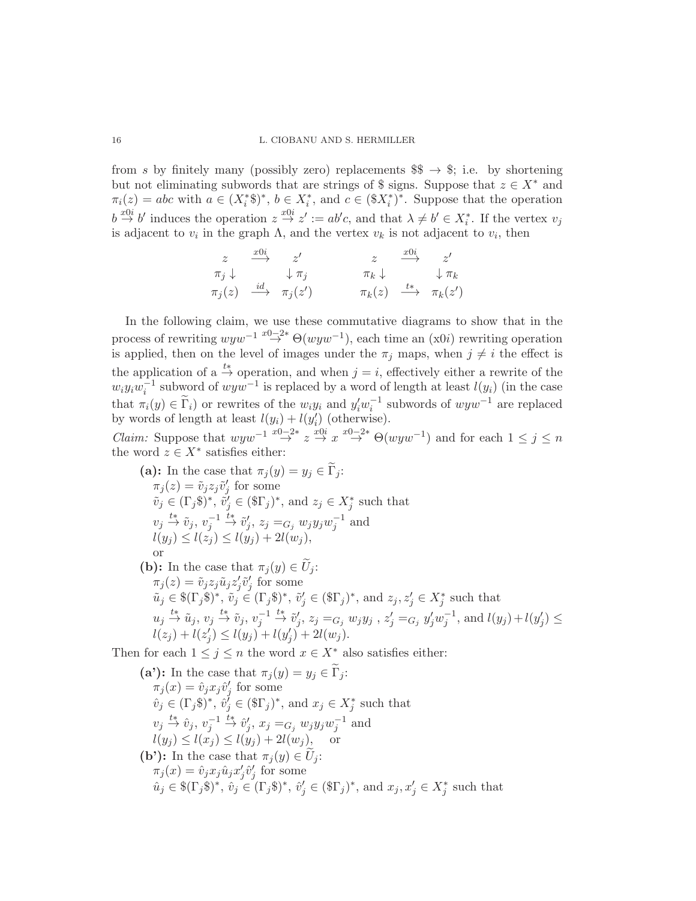from $s$ by finitely many (possibly zero) replacements $\$\$ \to \$$; i.e. by shortening but not eliminating subwords that are strings of $\$$ signs. Suppose that $z \in X^*$ and $\pi_i(z) = abc$ with $a \in (X_i^*\$)^*$, $b \in X_i^*$, and $c \in (\$X_i^*)^*$. Suppose that the operation $b \stackrel{x0i}{\to} b'$ induces the operation $z \stackrel{x0i}{\to} z' := ab'c$, and that $\lambda \neq b' \in X_i^*$. If the vertex $v_j$ is adjacent to $v_i$ in the graph $\Lambda$, and the vertex $v_k$ is not adjacent to $v_i$, then

$$
\begin{array}{ccc}
z & \stackrel{x0i}{\longrightarrow} & z' \\
\pi_j \downarrow & & \downarrow \pi_j \\
\pi_j(z) & \stackrel{id}{\longrightarrow} & \pi_j(z')
\end{array}
\qquad\qquad
\begin{array}{ccc}
z & \stackrel{x0i}{\longrightarrow} & z' \\
\pi_k \downarrow & & \downarrow \pi_k \\
\pi_k(z) & \stackrel{t*}{\longrightarrow} & \pi_k(z')
\end{array}
$$

In the following claim, we use these commutative diagrams to show that in the process of rewriting $wyw^{-1} \stackrel{x0-2*}{\to} \Theta(wyw^{-1})$, each time an (x0$i$) rewriting operation is applied, then on the level of images under the $\pi_j$ maps, when $j \neq i$ the effect is the application of a $\stackrel{t*}{\to}$ operation, and when $j = i$, effectively either a rewrite of the $w_i y_i w_i^{-1}$ subword of $wyw^{-1}$ is replaced by a word of length at least $l(y_i)$ (in the case that $\pi_i(y) \in \widetilde{\Gamma}_i$) or rewrites of the $w_i y_i$ and $y_i' w_i^{-1}$ subwords of $wyw^{-1}$ are replaced by words of length at least $l(y_i) + l(y_i')$ (otherwise).

*Claim:* Suppose that $wyw^{-1} \stackrel{x0-2*}{\to} z \stackrel{x0i}{\to} x \stackrel{x0-2*}{\to} \Theta(wyw^{-1})$ and for each $1 \leq j \leq n$ the word $z \in X^*$ satisfies either:

**(a):** In the case that $\pi_j(y) = y_j \in \widetilde{\Gamma}_j$:
$\pi_j(z) = \tilde{v}_j z_j \tilde{v}_j'$ for some
$\tilde{v}_j \in (\Gamma_j\$)^*$, $\tilde{v}_j' \in (\$\Gamma_j)^*$, and $z_j \in X_j^*$ such that
$v_j \stackrel{t*}{\to} \tilde{v}_j$, $v_j^{-1} \stackrel{t*}{\to} \tilde{v}_j'$, $z_j =_{G_j} w_j y_j w_j^{-1}$ and
$l(y_j) \leq l(z_j) \leq l(y_j) + 2l(w_j)$,
or

**(b):** In the case that $\pi_j(y) \in \widetilde{U}_j$:
$\pi_j(z) = \tilde{v}_j z_j \tilde{u}_j z_j' \tilde{v}_j'$ for some
$\tilde{u}_j \in \$(\Gamma_j\$)^*$, $\tilde{v}_j \in (\Gamma_j\$)^*$, $\tilde{v}_j' \in (\$\Gamma_j)^*$, and $z_j, z_j' \in X_j^*$ such that
$u_j \stackrel{t*}{\to} \tilde{u}_j$, $v_j \stackrel{t*}{\to} \tilde{v}_j$, $v_j^{-1} \stackrel{t*}{\to} \tilde{v}_j'$, $z_j =_{G_j} w_j y_j$ , $z_j' =_{G_j} y_j' w_j^{-1}$, and $l(y_j) + l(y_j') \leq l(z_j) + l(z_j') \leq l(y_j) + l(y_j') + 2l(w_j)$.

Then for each $1 \leq j \leq n$ the word $x \in X^*$ also satisfies either:

**(a'):** In the case that $\pi_j(y) = y_j \in \widetilde{\Gamma}_j$:
$\pi_j(x) = \hat{v}_j x_j \hat{v}_j'$ for some
$\hat{v}_j \in (\Gamma_j\$)^*$, $\hat{v}_j' \in (\$\Gamma_j)^*$, and $x_j \in X_j^*$ such that
$v_j \stackrel{t*}{\to} \hat{v}_j$, $v_j^{-1} \stackrel{t*}{\to} \hat{v}_j'$, $x_j =_{G_j} w_j y_j w_j^{-1}$ and
$l(y_j) \leq l(x_j) \leq l(y_j) + 2l(w_j)$, or

**(b'):** In the case that $\pi_j(y) \in \widetilde{U}_j$:
$\pi_j(x) = \hat{v}_j x_j \hat{u}_j x_j' \hat{v}_j'$ for some
$\hat{u}_j \in \$(\Gamma_j\$)^*$, $\hat{v}_j \in (\Gamma_j\$)^*$, $\hat{v}_j' \in (\$\Gamma_j)^*$, and $x_j, x_j' \in X_j^*$ such that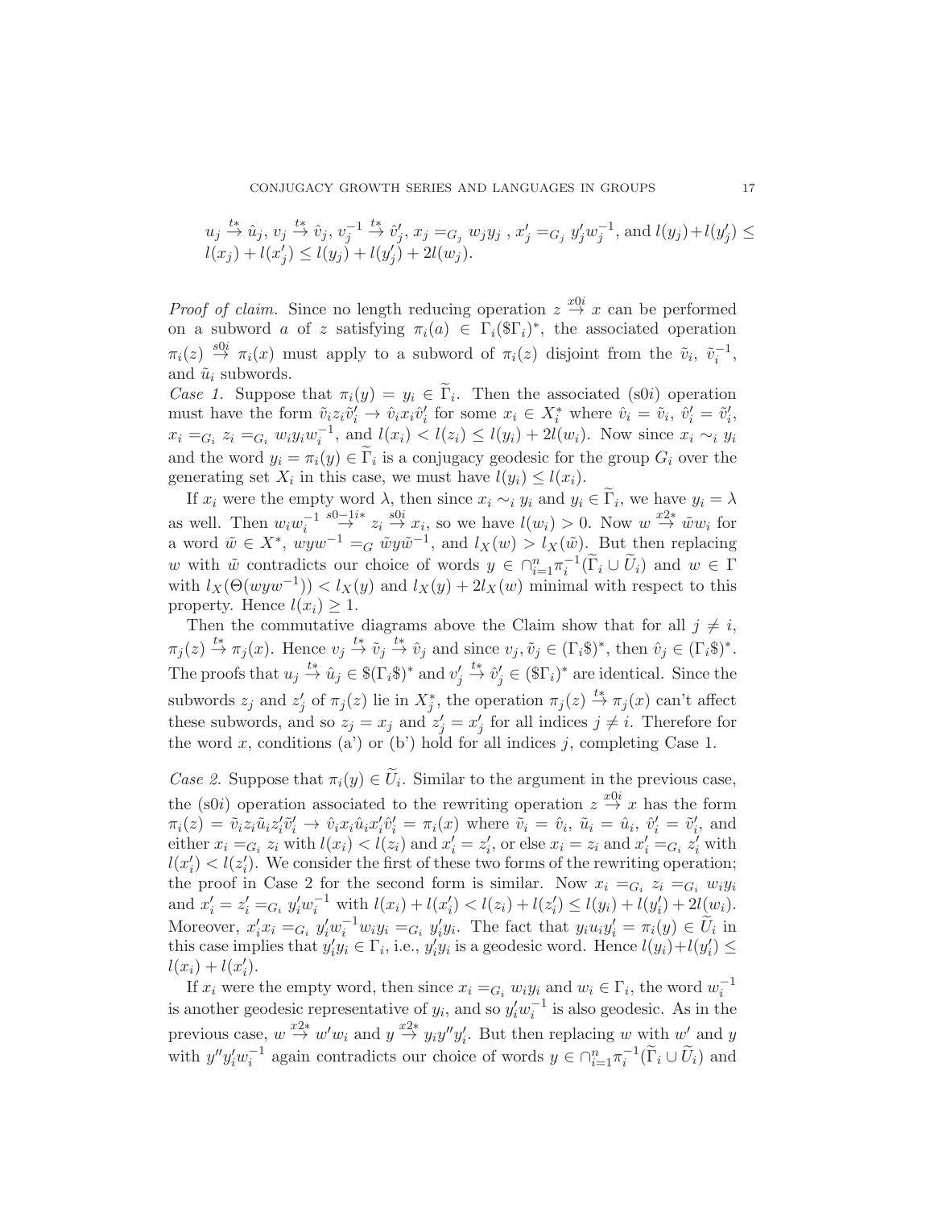$u_j \stackrel{t*}{\to} \hat{u}_j$, $v_j \stackrel{t*}{\to} \hat{v}_j$, $v_j^{-1} \stackrel{t*}{\to} \hat{v}_j'$, $x_j =_{G_j} w_j y_j$ , $x_j' =_{G_j} y_j' w_j^{-1}$, and $l(y_j)+l(y_j') \leq l(x_j) + l(x_j') \leq l(y_j) + l(y_j') + 2l(w_j)$.

*Proof of claim.* Since no length reducing operation $z \stackrel{x0i}{\to} x$ can be performed on a subword $a$ of $z$ satisfying $\pi_i(a) \in \Gamma_i(\$\Gamma_i)^*$, the associated operation $\pi_i(z) \stackrel{s0i}{\to} \pi_i(x)$ must apply to a subword of $\pi_i(z)$ disjoint from the $\tilde{v}_i$, $\tilde{v}_i^{-1}$, and $\tilde{u}_i$ subwords.

*Case 1.* Suppose that $\pi_i(y) = y_i \in \widetilde{\Gamma}_i$. Then the associated (s0$i$) operation must have the form $\tilde{v}_i z_i \tilde{v}_i' \to \hat{v}_i x_i \hat{v}_i'$ for some $x_i \in X_i^*$ where $\hat{v}_i = \tilde{v}_i$, $\hat{v}_i' = \tilde{v}_i'$, $x_i =_{G_i} z_i =_{G_i} w_i y_i w_i^{-1}$, and $l(x_i) < l(z_i) \leq l(y_i) + 2l(w_i)$. Now since $x_i \sim_i y_i$ and the word $y_i = \pi_i(y) \in \widetilde{\Gamma}_i$ is a conjugacy geodesic for the group $G_i$ over the generating set $X_i$ in this case, we must have $l(y_i) \leq l(x_i)$.

If $x_i$ were the empty word $\lambda$, then since $x_i \sim_i y_i$ and $y_i \in \widetilde{\Gamma}_i$, we have $y_i = \lambda$ as well. Then $w_i w_i^{-1} \stackrel{s0-1i*}{\to} z_i \stackrel{s0i}{\to} x_i$, so we have $l(w_i) > 0$. Now $w \stackrel{x2*}{\to} \tilde{w} w_i$ for a word $\tilde{w} \in X^*$, $wyw^{-1} =_G \tilde{w} y \tilde{w}^{-1}$, and $l_X(w) > l_X(\tilde{w})$. But then replacing $w$ with $\tilde{w}$ contradicts our choice of words $y \in \cap_{i=1}^n \pi_i^{-1}(\widetilde{\Gamma}_i \cup \widetilde{U}_i)$ and $w \in \Gamma$ with $l_X(\Theta(wyw^{-1})) < l_X(y)$ and $l_X(y) + 2l_X(w)$ minimal with respect to this property. Hence $l(x_i) \geq 1$.

Then the commutative diagrams above the Claim show that for all $j \neq i$, $\pi_j(z) \stackrel{t*}{\to} \pi_j(x)$. Hence $v_j \stackrel{t*}{\to} \tilde{v}_j \stackrel{t*}{\to} \hat{v}_j$ and since $v_j, \tilde{v}_j \in (\Gamma_i\$)^*$, then $\hat{v}_j \in (\Gamma_i\$)^*$. The proofs that $u_j \stackrel{t*}{\to} \hat{u}_j \in \$(\Gamma_i\$)^*$ and $v_j' \stackrel{t*}{\to} \hat{v}_j' \in (\$\Gamma_i)^*$ are identical. Since the subwords $z_j$ and $z_j'$ of $\pi_j(z)$ lie in $X_j^*$, the operation $\pi_j(z) \stackrel{t*}{\to} \pi_j(x)$ can't affect these subwords, and so $z_j = x_j$ and $z_j' = x_j'$ for all indices $j \neq i$. Therefore for the word $x$, conditions (a') or (b') hold for all indices $j$, completing Case 1.

*Case 2.* Suppose that $\pi_i(y) \in \widetilde{U}_i$. Similar to the argument in the previous case, the (s0$i$) operation associated to the rewriting operation $z \stackrel{x0i}{\to} x$ has the form $\pi_i(z) = \tilde{v}_i z_i \tilde{u}_i z_i' \tilde{v}_i' \to \hat{v}_i x_i \hat{u}_i x_i' \hat{v}_i' = \pi_i(x)$ where $\tilde{v}_i = \hat{v}_i$, $\tilde{u}_i = \hat{u}_i$, $\hat{v}_i' = \tilde{v}_i'$, and either $x_i =_{G_i} z_i$ with $l(x_i) < l(z_i)$ and $x_i' = z_i'$, or else $x_i = z_i$ and $x_i' =_{G_i} z_i'$ with $l(x_i') < l(z_i')$. We consider the first of these two forms of the rewriting operation; the proof in Case 2 for the second form is similar. Now $x_i =_{G_i} z_i =_{G_i} w_i y_i$ and $x_i' = z_i' =_{G_i} y_i' w_i^{-1}$ with $l(x_i) + l(x_i') < l(z_i) + l(z_i') \leq l(y_i) + l(y_i') + 2l(w_i)$. Moreover, $x_i' x_i =_{G_i} y_i' w_i^{-1} w_i y_i =_{G_i} y_i' y_i$. The fact that $y_i u_i y_i' = \pi_i(y) \in \widetilde{U}_i$ in this case implies that $y_i' y_i \in \Gamma_i$, i.e., $y_i' y_i$ is a geodesic word. Hence $l(y_i) + l(y_i') \leq l(x_i) + l(x_i')$.

If $x_i$ were the empty word, then since $x_i =_{G_i} w_i y_i$ and $w_i \in \Gamma_i$, the word $w_i^{-1}$ is another geodesic representative of $y_i$, and so $y_i' w_i^{-1}$ is also geodesic. As in the previous case, $w \stackrel{x2*}{\to} w' w_i$ and $y \stackrel{x2*}{\to} y_i y'' y_i'$. But then replacing $w$ with $w'$ and $y$ with $y'' y_i' w_i^{-1}$ again contradicts our choice of words $y \in \cap_{i=1}^n \pi_i^{-1}(\widetilde{\Gamma}_i \cup \widetilde{U}_i)$ and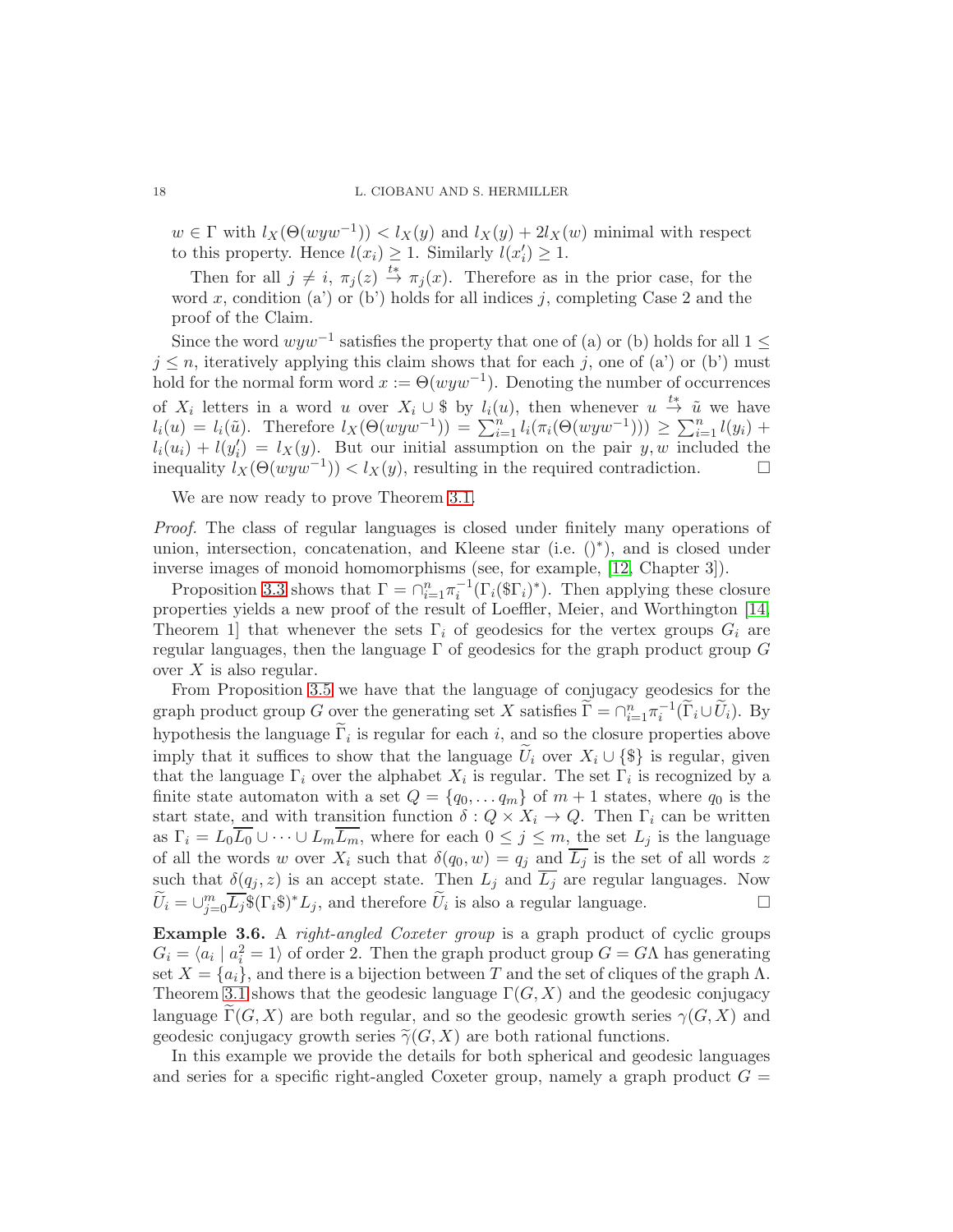$w \in \Gamma$ with $l_X(\Theta(wyw^{-1})) < l_X(y)$ and $l_X(y) + 2l_X(w)$ minimal with respect to this property. Hence $l(x_i) \geq 1$. Similarly $l(x_i') \geq 1$.

Then for all $j \neq i$, $\pi_j(z) \stackrel{t*}{\to} \pi_j(x)$. Therefore as in the prior case, for the word $x$, condition (a') or (b') holds for all indices $j$, completing Case 2 and the proof of the Claim.

Since the word $wyw^{-1}$ satisfies the property that one of (a) or (b) holds for all $1 \leq j \leq n$, iteratively applying this claim shows that for each $j$, one of (a') or (b') must hold for the normal form word $x := \Theta(wyw^{-1})$. Denoting the number of occurrences of $X_i$ letters in a word $u$ over $X_i \cup \$$ by $l_i(u)$, then whenever $u \stackrel{t*}{\to} \tilde{u}$ we have $l_i(u) = l_i(\tilde{u})$. Therefore $l_X(\Theta(wyw^{-1})) = \sum_{i=1}^n l_i(\pi_i(\Theta(wyw^{-1}))) \geq \sum_{i=1}^n l(y_i) + l_i(u_i) + l(y_i') = l_X(y)$. But our initial assumption on the pair $y, w$ included the inequality $l_X(\Theta(wyw^{-1})) < l_X(y)$, resulting in the required contradiction. □

We are now ready to prove Theorem 3.1.

*Proof.* The class of regular languages is closed under finitely many operations of union, intersection, concatenation, and Kleene star (i.e. $()^*$), and is closed under inverse images of monoid homomorphisms (see, for example, [12, Chapter 3]).

Proposition 3.3 shows that $\Gamma = \cap_{i=1}^n \pi_i^{-1}(\Gamma_i(\$\Gamma_i)^*)$. Then applying these closure properties yields a new proof of the result of Loeffler, Meier, and Worthington [14, Theorem 1] that whenever the sets $\Gamma_i$ of geodesics for the vertex groups $G_i$ are regular languages, then the language $\Gamma$ of geodesics for the graph product group $G$ over $X$ is also regular.

From Proposition 3.5 we have that the language of conjugacy geodesics for the graph product group $G$ over the generating set $X$ satisfies $\widetilde{\Gamma} = \cap_{i=1}^n \pi_i^{-1}(\widetilde{\Gamma}_i \cup \widetilde{U}_i)$. By hypothesis the language $\widetilde{\Gamma}_i$ is regular for each $i$, and so the closure properties above imply that it suffices to show that the language $\widetilde{U}_i$ over $X_i \cup \{\$\}$ is regular, given that the language $\Gamma_i$ over the alphabet $X_i$ is regular. The set $\Gamma_i$ is recognized by a finite state automaton with a set $Q = \{q_0, \ldots q_m\}$ of $m+1$ states, where $q_0$ is the start state, and with transition function $\delta : Q \times X_i \to Q$. Then $\Gamma_i$ can be written as $\Gamma_i = L_0\overline{L_0} \cup \cdots \cup L_m\overline{L_m}$, where for each $0 \leq j \leq m$, the set $L_j$ is the language of all the words $w$ over $X_i$ such that $\delta(q_0, w) = q_j$ and $\overline{L_j}$ is the set of all words $z$ such that $\delta(q_j, z)$ is an accept state. Then $L_j$ and $\overline{L_j}$ are regular languages. Now $\widetilde{U}_i = \cup_{j=0}^m \overline{L_j}\$(\Gamma_i\$)^* L_j$, and therefore $\widetilde{U}_i$ is also a regular language. □

**Example 3.6.** A *right-angled Coxeter group* is a graph product of cyclic groups $G_i = \langle a_i \mid a_i^2 = 1\rangle$ of order 2. Then the graph product group $G = G\Lambda$ has generating set $X = \{a_i\}$, and there is a bijection between $T$ and the set of cliques of the graph $\Lambda$. Theorem 3.1 shows that the geodesic language $\Gamma(G, X)$ and the geodesic conjugacy language $\widetilde{\Gamma}(G, X)$ are both regular, and so the geodesic growth series $\gamma(G, X)$ and geodesic conjugacy growth series $\widetilde{\gamma}(G, X)$ are both rational functions.

In this example we provide the details for both spherical and geodesic languages and series for a specific right-angled Coxeter group, namely a graph product $G =$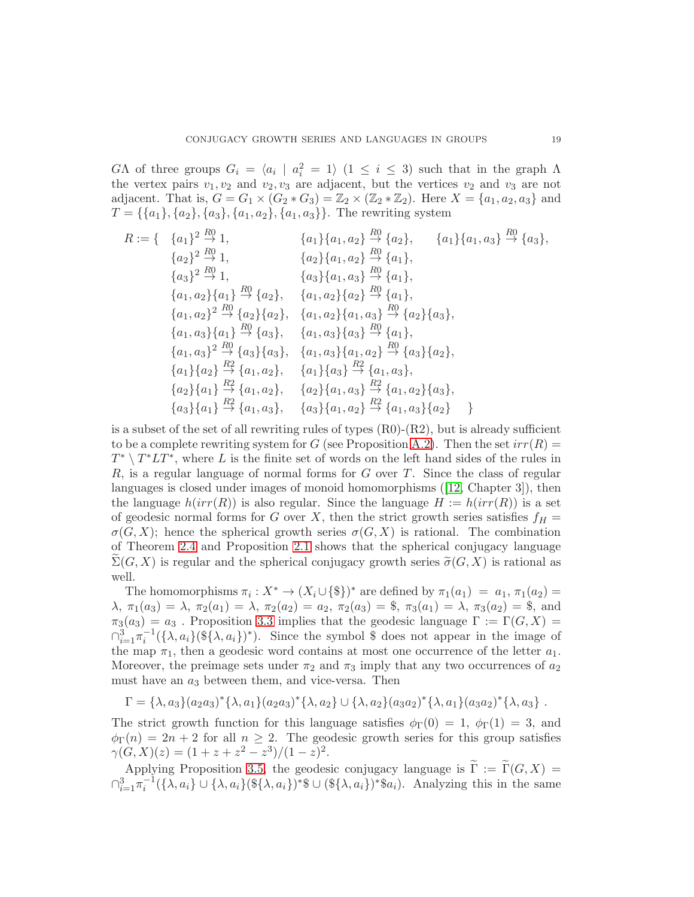$G\Lambda$ of three groups $G_i = \langle a_i \mid a_i^2 = 1\rangle$ $(1 \le i \le 3)$ such that in the graph $\Lambda$ the vertex pairs $v_1, v_2$ and $v_2, v_3$ are adjacent, but the vertices $v_2$ and $v_3$ are not adjacent. That is, $G = G_1 \times (G_2 * G_3) = \mathbb{Z}_2 \times (\mathbb{Z}_2 * \mathbb{Z}_2)$. Here $X = \{a_1, a_2, a_3\}$ and $T = \{\{a_1\}, \{a_2\}, \{a_3\}, \{a_1, a_2\}, \{a_1, a_3\}\}$. The rewriting system

$$
\begin{array}{llll}
R := \{ & \{a_1\}^2 \overset{R0}{\to} 1, & \{a_1\}\{a_1,a_2\} \overset{R0}{\to} \{a_2\}, & \{a_1\}\{a_1,a_3\} \overset{R0}{\to} \{a_3\}, \\
& \{a_2\}^2 \overset{R0}{\to} 1, & \{a_2\}\{a_1,a_2\} \overset{R0}{\to} \{a_1\}, & \\
& \{a_3\}^2 \overset{R0}{\to} 1, & \{a_3\}\{a_1,a_3\} \overset{R0}{\to} \{a_1\}, & \\
& \{a_1,a_2\}\{a_1\} \overset{R0}{\to} \{a_2\}, & \{a_1,a_2\}\{a_2\} \overset{R0}{\to} \{a_1\}, & \\
& \{a_1,a_2\}^2 \overset{R0}{\to} \{a_2\}\{a_2\}, & \{a_1,a_2\}\{a_1,a_3\} \overset{R0}{\to} \{a_2\}\{a_3\}, & \\
& \{a_1,a_3\}\{a_1\} \overset{R0}{\to} \{a_3\}, & \{a_1,a_3\}\{a_3\} \overset{R0}{\to} \{a_1\}, & \\
& \{a_1,a_3\}^2 \overset{R0}{\to} \{a_3\}\{a_3\}, & \{a_1,a_3\}\{a_1,a_2\} \overset{R0}{\to} \{a_3\}\{a_2\}, & \\
& \{a_1\}\{a_2\} \overset{R2}{\to} \{a_1,a_2\}, & \{a_1\}\{a_3\} \overset{R2}{\to} \{a_1,a_3\}, & \\
& \{a_2\}\{a_1\} \overset{R2}{\to} \{a_1,a_2\}, & \{a_2\}\{a_1,a_3\} \overset{R2}{\to} \{a_1,a_2\}\{a_3\}, & \\
& \{a_3\}\{a_1\} \overset{R2}{\to} \{a_1,a_3\}, & \{a_3\}\{a_1,a_2\} \overset{R2}{\to} \{a_1,a_3\}\{a_2\} & \}
\end{array}
$$

is a subset of the set of all rewriting rules of types (R0)-(R2), but is already sufficient to be a complete rewriting system for $G$ (see Proposition A.2). Then the set $irr(R) = T^* \setminus T^*LT^*$, where $L$ is the finite set of words on the left hand sides of the rules in $R$, is a regular language of normal forms for $G$ over $T$. Since the class of regular languages is closed under images of monoid homomorphisms ([12, Chapter 3]), then the language $h(irr(R))$ is also regular. Since the language $H := h(irr(R))$ is a set of geodesic normal forms for $G$ over $X$, then the strict growth series satisfies $f_H = \sigma(G,X)$; hence the spherical growth series $\sigma(G,X)$ is rational. The combination of Theorem 2.4 and Proposition 2.1 shows that the spherical conjugacy language $\widetilde{\Sigma}(G,X)$ is regular and the spherical conjugacy growth series $\widetilde{\sigma}(G,X)$ is rational as well.

The homomorphisms $\pi_i : X^* \to (X_i \cup \{\$\})^*$ are defined by $\pi_1(a_1) = a_1$, $\pi_1(a_2) = \lambda$, $\pi_1(a_3) = \lambda$, $\pi_2(a_1) = \lambda$, $\pi_2(a_2) = a_2$, $\pi_2(a_3) = \$$, $\pi_3(a_1) = \lambda$, $\pi_3(a_2) = \$$, and $\pi_3(a_3) = a_3$ . Proposition 3.3 implies that the geodesic language $\Gamma := \Gamma(G,X) = \cap_{i=1}^3 \pi_i^{-1}(\{\lambda, a_i\}(\$\{\lambda, a_i\})^*)$. Since the symbol $\$$ does not appear in the image of the map $\pi_1$, then a geodesic word contains at most one occurrence of the letter $a_1$. Moreover, the preimage sets under $\pi_2$ and $\pi_3$ imply that any two occurrences of $a_2$ must have an $a_3$ between them, and vice-versa. Then

$$\Gamma = \{\lambda, a_3\}(a_2a_3)^*\{\lambda, a_1\}(a_2a_3)^*\{\lambda, a_2\} \cup \{\lambda, a_2\}(a_3a_2)^*\{\lambda, a_1\}(a_3a_2)^*\{\lambda, a_3\} .$$

The strict growth function for this language satisfies $\phi_\Gamma(0) = 1$, $\phi_\Gamma(1) = 3$, and $\phi_\Gamma(n) = 2n + 2$ for all $n \ge 2$. The geodesic growth series for this group satisfies $\gamma(G,X)(z) = (1 + z + z^2 - z^3)/(1 - z)^2$.

Applying Proposition 3.5, the geodesic conjugacy language is $\widetilde{\Gamma} := \widetilde{\Gamma}(G,X) = \cap_{i=1}^3 \pi_i^{-1}(\{\lambda, a_i\} \cup \{\lambda, a_i\}(\$\{\lambda, a_i\})^*\$ \cup (\$\{\lambda, a_i\})^*\$a_i)$. Analyzing this in the same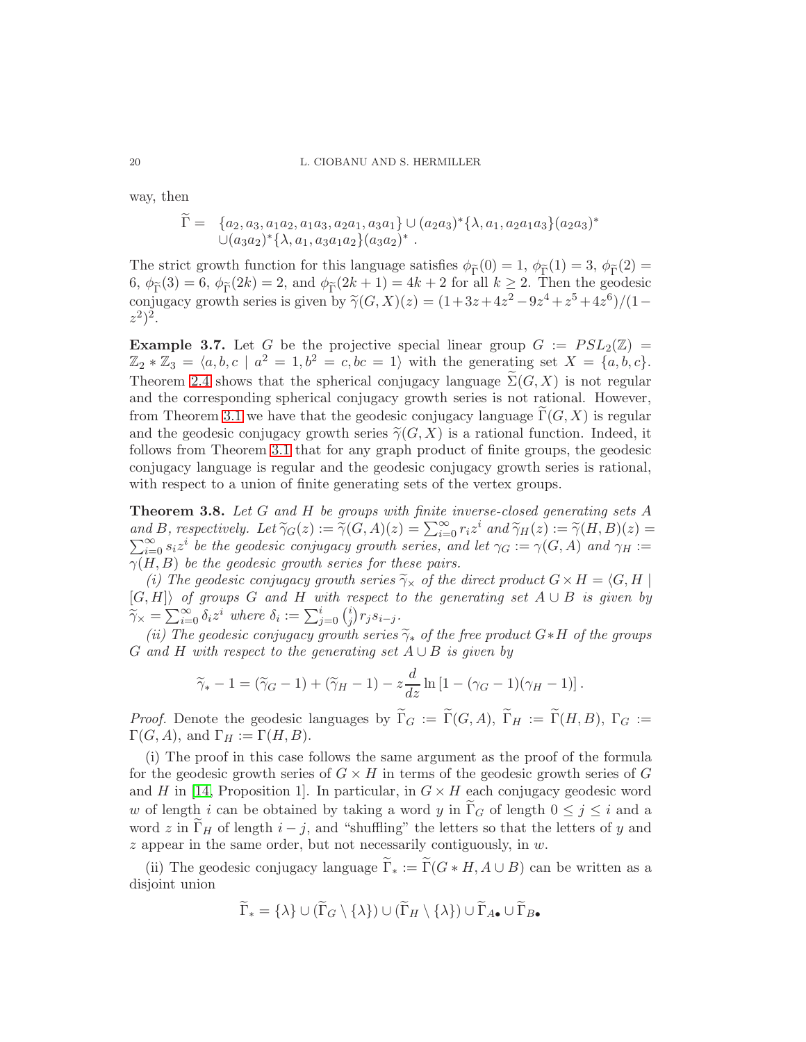way, then

$$\widetilde{\Gamma} = \begin{array}{l} \{a_2, a_3, a_1a_2, a_1a_3, a_2a_1, a_3a_1\} \cup (a_2a_3)^*\{\lambda, a_1, a_2a_1a_3\}(a_2a_3)^* \\ \cup (a_3a_2)^*\{\lambda, a_1, a_3a_1a_2\}(a_3a_2)^* \ . \end{array}$$

The strict growth function for this language satisfies $\phi_{\widetilde{\Gamma}}(0) = 1$, $\phi_{\widetilde{\Gamma}}(1) = 3$, $\phi_{\widetilde{\Gamma}}(2) = 6$, $\phi_{\widetilde{\Gamma}}(3) = 6$, $\phi_{\widetilde{\Gamma}}(2k) = 2$, and $\phi_{\widetilde{\Gamma}}(2k+1) = 4k+2$ for all $k \geq 2$. Then the geodesic conjugacy growth series is given by $\widetilde{\gamma}(G, X)(z) = (1+3z+4z^2-9z^4+z^5+4z^6)/(1-z^2)^2$.

**Example 3.7.** Let $G$ be the projective special linear group $G := PSL_2(\mathbb{Z}) = \mathbb{Z}_2 * \mathbb{Z}_3 = \langle a, b, c \mid a^2 = 1, b^2 = c, bc = 1\rangle$ with the generating set $X = \{a, b, c\}$. Theorem 2.4 shows that the spherical conjugacy language $\widetilde{\Sigma}(G, X)$ is not regular and the corresponding spherical conjugacy growth series is not rational. However, from Theorem 3.1 we have that the geodesic conjugacy language $\widetilde{\Gamma}(G, X)$ is regular and the geodesic conjugacy growth series $\widetilde{\gamma}(G, X)$ is a rational function. Indeed, it follows from Theorem 3.1 that for any graph product of finite groups, the geodesic conjugacy language is regular and the geodesic conjugacy growth series is rational, with respect to a union of finite generating sets of the vertex groups.

**Theorem 3.8.** *Let $G$ and $H$ be groups with finite inverse-closed generating sets $A$ and $B$, respectively. Let $\widetilde{\gamma}_G(z) := \widetilde{\gamma}(G, A)(z) = \sum_{i=0}^{\infty} r_i z^i$ and $\widetilde{\gamma}_H(z) := \widetilde{\gamma}(H, B)(z) = \sum_{i=0}^{\infty} s_i z^i$ be the geodesic conjugacy growth series, and let $\gamma_G := \gamma(G, A)$ and $\gamma_H := \gamma(H, B)$ be the geodesic growth series for these pairs.*

*(i) The geodesic conjugacy growth series $\widetilde{\gamma}_\times$ of the direct product $G \times H = \langle G, H \mid [G, H]\rangle$ of groups $G$ and $H$ with respect to the generating set $A \cup B$ is given by $\widetilde{\gamma}_\times = \sum_{i=0}^{\infty} \delta_i z^i$ where $\delta_i := \sum_{j=0}^{i} \binom{i}{j} r_j s_{i-j}$.*

*(ii) The geodesic conjugacy growth series $\widetilde{\gamma}_*$ of the free product $G * H$ of the groups $G$ and $H$ with respect to the generating set $A \cup B$ is given by*

$$\widetilde{\gamma}_* - 1 = (\widetilde{\gamma}_G - 1) + (\widetilde{\gamma}_H - 1) - z\frac{d}{dz}\ln\left[1 - (\gamma_G - 1)(\gamma_H - 1)\right].$$

*Proof.* Denote the geodesic languages by $\widetilde{\Gamma}_G := \widetilde{\Gamma}(G, A)$, $\widetilde{\Gamma}_H := \widetilde{\Gamma}(H, B)$, $\Gamma_G := \Gamma(G, A)$, and $\Gamma_H := \Gamma(H, B)$.

(i) The proof in this case follows the same argument as the proof of the formula for the geodesic growth series of $G \times H$ in terms of the geodesic growth series of $G$ and $H$ in [14, Proposition 1]. In particular, in $G \times H$ each conjugacy geodesic word $w$ of length $i$ can be obtained by taking a word $y$ in $\widetilde{\Gamma}_G$ of length $0 \leq j \leq i$ and a word $z$ in $\widetilde{\Gamma}_H$ of length $i - j$, and "shuffling" the letters so that the letters of $y$ and $z$ appear in the same order, but not necessarily contiguously, in $w$.

(ii) The geodesic conjugacy language $\widetilde{\Gamma}_* := \widetilde{\Gamma}(G * H, A \cup B)$ can be written as a disjoint union

$$\widetilde{\Gamma}_* = \{\lambda\} \cup (\widetilde{\Gamma}_G \setminus \{\lambda\}) \cup (\widetilde{\Gamma}_H \setminus \{\lambda\}) \cup \widetilde{\Gamma}_{A\bullet} \cup \widetilde{\Gamma}_{B\bullet}$$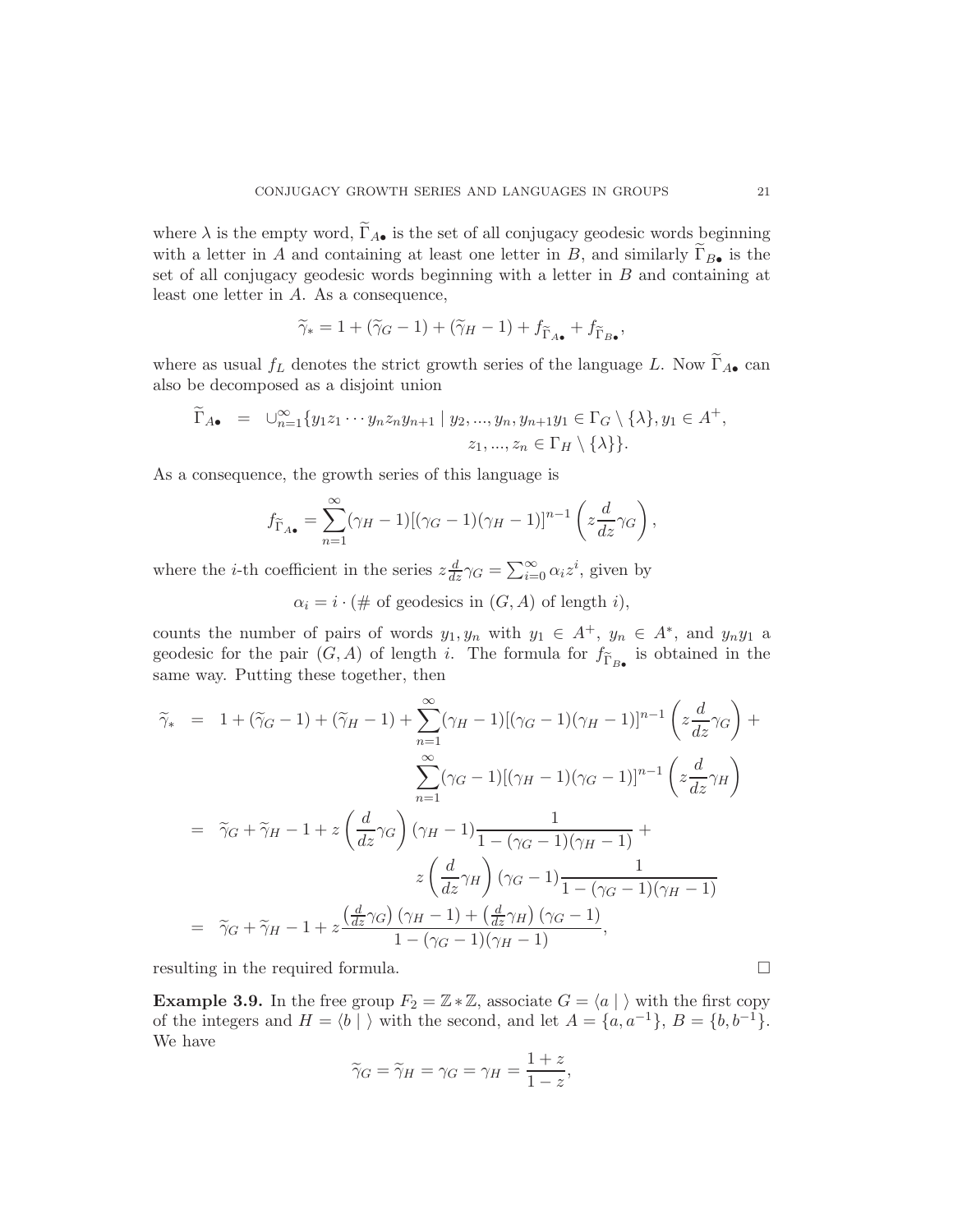where $\lambda$ is the empty word, $\widetilde{\Gamma}_{A\bullet}$ is the set of all conjugacy geodesic words beginning with a letter in $A$ and containing at least one letter in $B$, and similarly $\widetilde{\Gamma}_{B\bullet}$ is the set of all conjugacy geodesic words beginning with a letter in $B$ and containing at least one letter in $A$. As a consequence,

$$\widetilde{\gamma}_* = 1 + (\widetilde{\gamma}_G - 1) + (\widetilde{\gamma}_H - 1) + f_{\widetilde{\Gamma}_{A\bullet}} + f_{\widetilde{\Gamma}_{B\bullet}},$$

where as usual $f_L$ denotes the strict growth series of the language $L$. Now $\widetilde{\Gamma}_{A\bullet}$ can also be decomposed as a disjoint union

$$\begin{aligned}\widetilde{\Gamma}_{A\bullet} \;=\; \cup_{n=1}^{\infty}\{y_1 z_1 \cdots y_n z_n y_{n+1} \mid\ & y_2, ..., y_n, y_{n+1}y_1 \in \Gamma_G \setminus \{\lambda\}, y_1 \in A^+, \\ & z_1, ..., z_n \in \Gamma_H \setminus \{\lambda\}\}.\end{aligned}$$

As a consequence, the growth series of this language is

$$f_{\widetilde{\Gamma}_{A\bullet}} = \sum_{n=1}^{\infty}(\gamma_H - 1)[(\gamma_G - 1)(\gamma_H - 1)]^{n-1}\left(z\frac{d}{dz}\gamma_G\right),$$

where the $i$-th coefficient in the series $z\frac{d}{dz}\gamma_G = \sum_{i=0}^{\infty}\alpha_i z^i$, given by

$$\alpha_i = i \cdot (\#\text{ of geodesics in } (G, A) \text{ of length } i),$$

counts the number of pairs of words $y_1, y_n$ with $y_1 \in A^+$, $y_n \in A^*$, and $y_n y_1$ a geodesic for the pair $(G, A)$ of length $i$. The formula for $f_{\widetilde{\Gamma}_{B\bullet}}$ is obtained in the same way. Putting these together, then

$$\begin{aligned}
\widetilde{\gamma}_* &= 1 + (\widetilde{\gamma}_G - 1) + (\widetilde{\gamma}_H - 1) + \sum_{n=1}^{\infty}(\gamma_H - 1)[(\gamma_G - 1)(\gamma_H - 1)]^{n-1}\left(z\frac{d}{dz}\gamma_G\right) + \\
&\qquad\qquad \sum_{n=1}^{\infty}(\gamma_G - 1)[(\gamma_H - 1)(\gamma_G - 1)]^{n-1}\left(z\frac{d}{dz}\gamma_H\right) \\
&= \widetilde{\gamma}_G + \widetilde{\gamma}_H - 1 + z\left(\frac{d}{dz}\gamma_G\right)(\gamma_H - 1)\frac{1}{1 - (\gamma_G - 1)(\gamma_H - 1)} + \\
&\qquad\qquad z\left(\frac{d}{dz}\gamma_H\right)(\gamma_G - 1)\frac{1}{1 - (\gamma_G - 1)(\gamma_H - 1)} \\
&= \widetilde{\gamma}_G + \widetilde{\gamma}_H - 1 + z\frac{\left(\frac{d}{dz}\gamma_G\right)(\gamma_H - 1) + \left(\frac{d}{dz}\gamma_H\right)(\gamma_G - 1)}{1 - (\gamma_G - 1)(\gamma_H - 1)},
\end{aligned}$$

resulting in the required formula. □

**Example 3.9.** In the free group $F_2 = \mathbb{Z} * \mathbb{Z}$, associate $G = \langle a \mid \rangle$ with the first copy of the integers and $H = \langle b \mid \rangle$ with the second, and let $A = \{a, a^{-1}\}$, $B = \{b, b^{-1}\}$. We have

$$\widetilde{\gamma}_G = \widetilde{\gamma}_H = \gamma_G = \gamma_H = \frac{1 + z}{1 - z},$$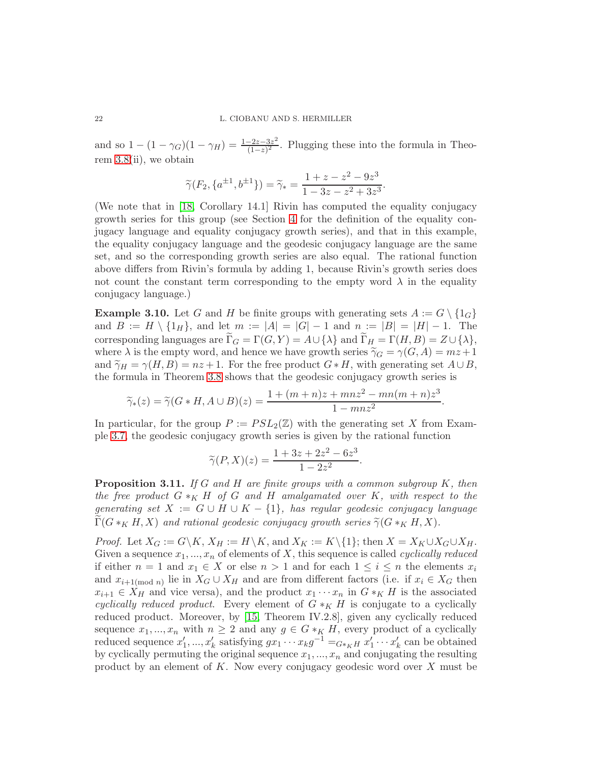and so $1 - (1 - \gamma_G)(1 - \gamma_H) = \frac{1-2z-3z^2}{(1-z)^2}$. Plugging these into the formula in Theorem 3.8(ii), we obtain

$$\widetilde{\gamma}(F_2, \{a^{\pm 1}, b^{\pm 1}\}) = \widetilde{\gamma}_* = \frac{1 + z - z^2 - 9z^3}{1 - 3z - z^2 + 3z^3}.$$

(We note that in [18, Corollary 14.1] Rivin has computed the equality conjugacy growth series for this group (see Section 4 for the definition of the equality conjugacy language and equality conjugacy growth series), and that in this example, the equality conjugacy language and the geodesic conjugacy language are the same set, and so the corresponding growth series are also equal. The rational function above differs from Rivin's formula by adding 1, because Rivin's growth series does not count the constant term corresponding to the empty word $\lambda$ in the equality conjugacy language.)

**Example 3.10.** Let $G$ and $H$ be finite groups with generating sets $A := G \setminus \{1_G\}$ and $B := H \setminus \{1_H\}$, and let $m := |A| = |G| - 1$ and $n := |B| = |H| - 1$. The corresponding languages are $\widetilde{\Gamma}_G = \Gamma(G, Y) = A \cup \{\lambda\}$ and $\widetilde{\Gamma}_H = \Gamma(H, B) = Z \cup \{\lambda\}$, where $\lambda$ is the empty word, and hence we have growth series $\widetilde{\gamma}_G = \gamma(G, A) = mz + 1$ and $\widetilde{\gamma}_H = \gamma(H, B) = nz + 1$. For the free product $G * H$, with generating set $A \cup B$, the formula in Theorem 3.8 shows that the geodesic conjugacy growth series is

$$\widetilde{\gamma}_*(z) = \widetilde{\gamma}(G * H, A \cup B)(z) = \frac{1 + (m+n)z + mnz^2 - mn(m+n)z^3}{1 - mnz^2}.$$

In particular, for the group $P := PSL_2(\mathbb{Z})$ with the generating set $X$ from Example 3.7, the geodesic conjugacy growth series is given by the rational function

$$\widetilde{\gamma}(P, X)(z) = \frac{1 + 3z + 2z^2 - 6z^3}{1 - 2z^2}.$$

**Proposition 3.11.** *If $G$ and $H$ are finite groups with a common subgroup $K$, then the free product $G *_K H$ of $G$ and $H$ amalgamated over $K$, with respect to the generating set $X := G \cup H \cup K - \{1\}$, has regular geodesic conjugacy language $\widetilde{\Gamma}(G *_K H, X)$ and rational geodesic conjugacy growth series $\widetilde{\gamma}(G *_K H, X)$.*

*Proof.* Let $X_G := G \setminus K$, $X_H := H \setminus K$, and $X_K := K \setminus \{1\}$; then $X = X_K \cup X_G \cup X_H$. Given a sequence $x_1, ..., x_n$ of elements of $X$, this sequence is called *cyclically reduced* if either $n = 1$ and $x_1 \in X$ or else $n > 1$ and for each $1 \le i \le n$ the elements $x_i$ and $x_{i+1 (\text{mod } n)}$ lie in $X_G \cup X_H$ and are from different factors (i.e. if $x_i \in X_G$ then $x_{i+1} \in X_H$ and vice versa), and the product $x_1 \cdots x_n$ in $G *_K H$ is the associated *cyclically reduced product*. Every element of $G *_K H$ is conjugate to a cyclically reduced product. Moreover, by [15, Theorem IV.2.8], given any cyclically reduced sequence $x_1, ..., x_n$ with $n \ge 2$ and any $g \in G *_K H$, every product of a cyclically reduced sequence $x'_1, ..., x'_k$ satisfying $gx_1 \cdots x_k g^{-1} =_{G *_K H} x'_1 \cdots x'_k$ can be obtained by cyclically permuting the original sequence $x_1, ..., x_n$ and conjugating the resulting product by an element of $K$. Now every conjugacy geodesic word over $X$ must be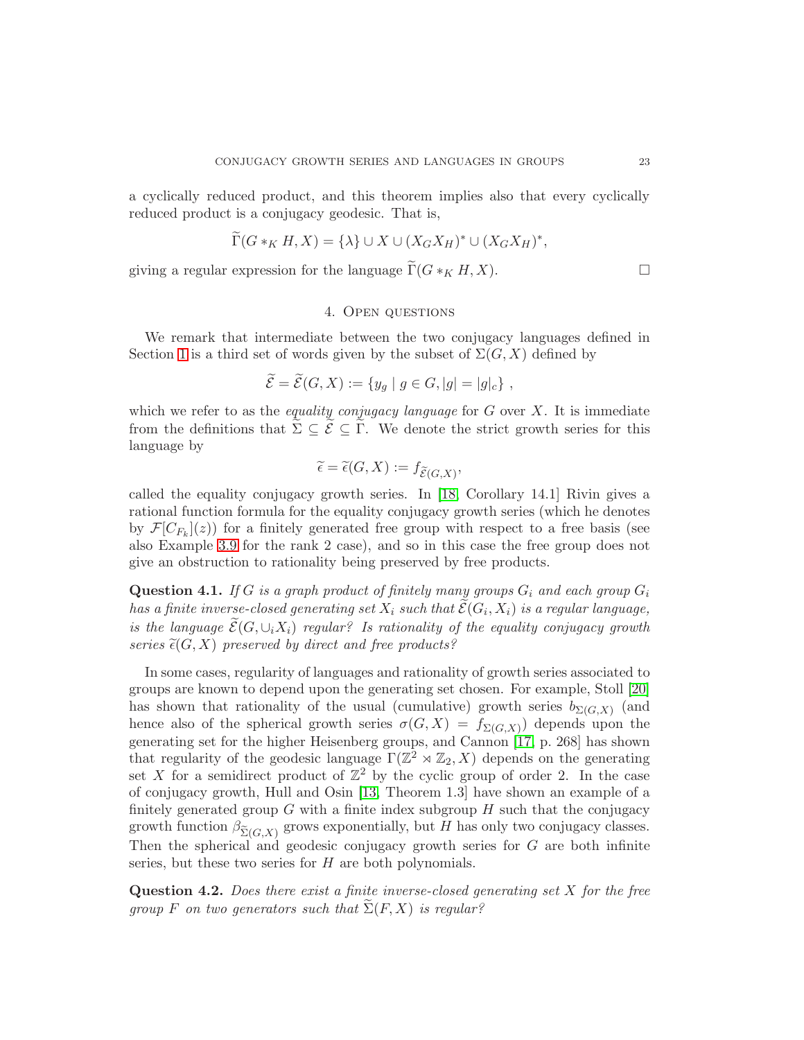a cyclically reduced product, and this theorem implies also that every cyclically reduced product is a conjugacy geodesic. That is,

$$\widetilde{\Gamma}(G *_K H, X) = \{\lambda\} \cup X \cup (X_G X_H)^* \cup (X_G X_H)^*,$$

giving a regular expression for the language $\widetilde{\Gamma}(G *_K H, X)$. □

## 4. Open questions

We remark that intermediate between the two conjugacy languages defined in Section 1 is a third set of words given by the subset of $\Sigma(G, X)$ defined by

$$\widetilde{\mathcal{E}} = \widetilde{\mathcal{E}}(G, X) := \{y_g \mid g \in G, |g| = |g|_c\} ,$$

which we refer to as the *equality conjugacy language* for $G$ over $X$. It is immediate from the definitions that $\widetilde{\Sigma} \subseteq \widetilde{\mathcal{E}} \subseteq \widetilde{\Gamma}$. We denote the strict growth series for this language by

$$\widetilde{\epsilon} = \widetilde{\epsilon}(G, X) := f_{\widetilde{\mathcal{E}}(G,X)},$$

called the equality conjugacy growth series. In [18, Corollary 14.1] Rivin gives a rational function formula for the equality conjugacy growth series (which he denotes by $\mathcal{F}[C_{F_k}](z)$) for a finitely generated free group with respect to a free basis (see also Example 3.9 for the rank 2 case), and so in this case the free group does not give an obstruction to rationality being preserved by free products.

**Question 4.1.** *If $G$ is a graph product of finitely many groups $G_i$ and each group $G_i$ has a finite inverse-closed generating set $X_i$ such that $\widetilde{\mathcal{E}}(G_i, X_i)$ is a regular language, is the language $\widetilde{\mathcal{E}}(G, \cup_i X_i)$ regular? Is rationality of the equality conjugacy growth series $\widetilde{\epsilon}(G, X)$ preserved by direct and free products?*

In some cases, regularity of languages and rationality of growth series associated to groups are known to depend upon the generating set chosen. For example, Stoll [20] has shown that rationality of the usual (cumulative) growth series $b_{\Sigma(G,X)}$ (and hence also of the spherical growth series $\sigma(G, X) = f_{\Sigma(G,X)}$) depends upon the generating set for the higher Heisenberg groups, and Cannon [17, p. 268] has shown that regularity of the geodesic language $\Gamma(\mathbb{Z}^2 \rtimes \mathbb{Z}_2, X)$ depends on the generating set $X$ for a semidirect product of $\mathbb{Z}^2$ by the cyclic group of order 2. In the case of conjugacy growth, Hull and Osin [13, Theorem 1.3] have shown an example of a finitely generated group $G$ with a finite index subgroup $H$ such that the conjugacy growth function $\beta_{\widetilde{\Sigma}(G,X)}$ grows exponentially, but $H$ has only two conjugacy classes. Then the spherical and geodesic conjugacy growth series for $G$ are both infinite series, but these two series for $H$ are both polynomials.

**Question 4.2.** *Does there exist a finite inverse-closed generating set $X$ for the free group $F$ on two generators such that $\widetilde{\Sigma}(F, X)$ is regular?*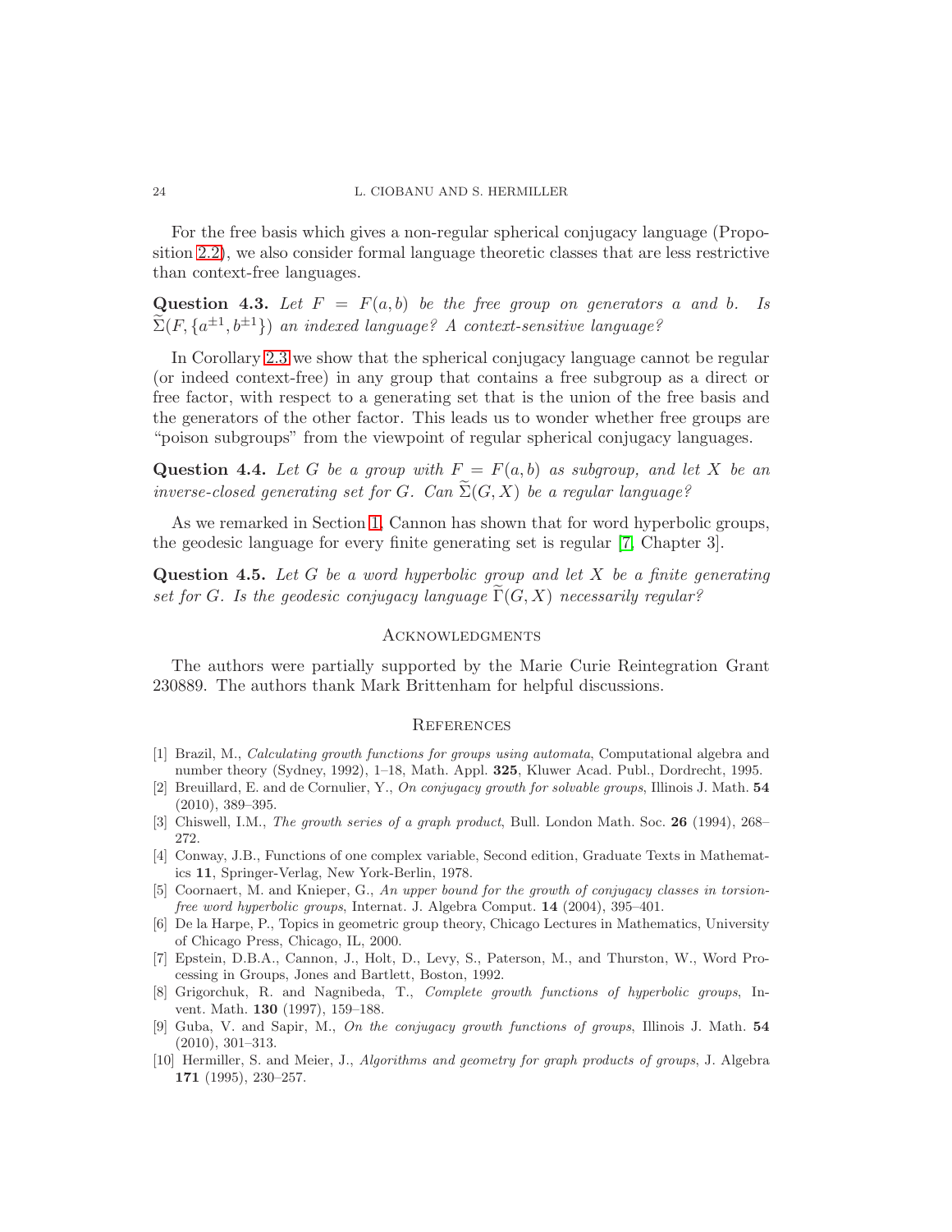For the free basis which gives a non-regular spherical conjugacy language (Proposition 2.2), we also consider formal language theoretic classes that are less restrictive than context-free languages.

**Question 4.3.** *Let $F = F(a, b)$ be the free group on generators $a$ and $b$. Is $\widetilde{\Sigma}(F, \{a^{\pm 1}, b^{\pm 1}\})$ an indexed language? A context-sensitive language?*

In Corollary 2.3 we show that the spherical conjugacy language cannot be regular (or indeed context-free) in any group that contains a free subgroup as a direct or free factor, with respect to a generating set that is the union of the free basis and the generators of the other factor. This leads us to wonder whether free groups are "poison subgroups" from the viewpoint of regular spherical conjugacy languages.

**Question 4.4.** *Let $G$ be a group with $F = F(a, b)$ as subgroup, and let $X$ be an inverse-closed generating set for $G$. Can $\widetilde{\Sigma}(G, X)$ be a regular language?*

As we remarked in Section 1, Cannon has shown that for word hyperbolic groups, the geodesic language for every finite generating set is regular [7, Chapter 3].

**Question 4.5.** *Let $G$ be a word hyperbolic group and let $X$ be a finite generating set for $G$. Is the geodesic conjugacy language $\widetilde{\Gamma}(G, X)$ necessarily regular?*

## Acknowledgments

The authors were partially supported by the Marie Curie Reintegration Grant 230889. The authors thank Mark Brittenham for helpful discussions.

## References

[1] Brazil, M., *Calculating growth functions for groups using automata*, Computational algebra and number theory (Sydney, 1992), 1–18, Math. Appl. **325**, Kluwer Acad. Publ., Dordrecht, 1995.

[2] Breuillard, E. and de Cornulier, Y., *On conjugacy growth for solvable groups*, Illinois J. Math. **54** (2010), 389–395.

[3] Chiswell, I.M., *The growth series of a graph product*, Bull. London Math. Soc. **26** (1994), 268–272.

[4] Conway, J.B., Functions of one complex variable, Second edition, Graduate Texts in Mathematics **11**, Springer-Verlag, New York-Berlin, 1978.

[5] Coornaert, M. and Knieper, G., *An upper bound for the growth of conjugacy classes in torsion-free word hyperbolic groups*, Internat. J. Algebra Comput. **14** (2004), 395–401.

[6] De la Harpe, P., Topics in geometric group theory, Chicago Lectures in Mathematics, University of Chicago Press, Chicago, IL, 2000.

[7] Epstein, D.B.A., Cannon, J., Holt, D., Levy, S., Paterson, M., and Thurston, W., Word Processing in Groups, Jones and Bartlett, Boston, 1992.

[8] Grigorchuk, R. and Nagnibeda, T., *Complete growth functions of hyperbolic groups*, Invent. Math. **130** (1997), 159–188.

[9] Guba, V. and Sapir, M., *On the conjugacy growth functions of groups*, Illinois J. Math. **54** (2010), 301–313.

[10] Hermiller, S. and Meier, J., *Algorithms and geometry for graph products of groups*, J. Algebra **171** (1995), 230–257.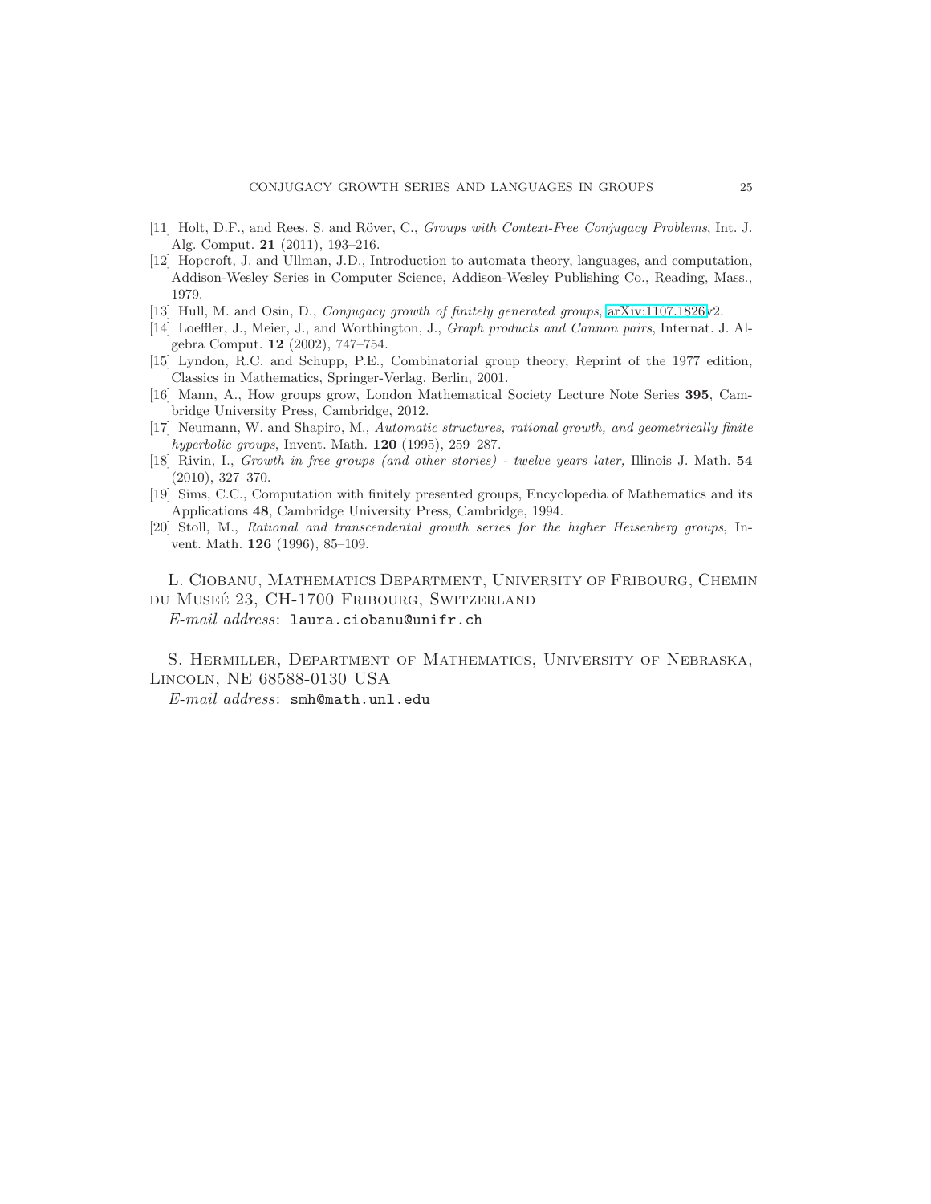[11] Holt, D.F., and Rees, S. and Röver, C., *Groups with Context-Free Conjugacy Problems*, Int. J. Alg. Comput. **21** (2011), 193–216.

[12] Hopcroft, J. and Ullman, J.D., Introduction to automata theory, languages, and computation, Addison-Wesley Series in Computer Science, Addison-Wesley Publishing Co., Reading, Mass., 1979.

[13] Hull, M. and Osin, D., *Conjugacy growth of finitely generated groups*, arXiv:1107.1826v2.

[14] Loeffler, J., Meier, J., and Worthington, J., *Graph products and Cannon pairs*, Internat. J. Algebra Comput. **12** (2002), 747–754.

[15] Lyndon, R.C. and Schupp, P.E., Combinatorial group theory, Reprint of the 1977 edition, Classics in Mathematics, Springer-Verlag, Berlin, 2001.

[16] Mann, A., How groups grow, London Mathematical Society Lecture Note Series **395**, Cambridge University Press, Cambridge, 2012.

[17] Neumann, W. and Shapiro, M., *Automatic structures, rational growth, and geometrically finite hyperbolic groups*, Invent. Math. **120** (1995), 259–287.

[18] Rivin, I., *Growth in free groups (and other stories) - twelve years later,* Illinois J. Math. **54** (2010), 327–370.

[19] Sims, C.C., Computation with finitely presented groups, Encyclopedia of Mathematics and its Applications **48**, Cambridge University Press, Cambridge, 1994.

[20] Stoll, M., *Rational and transcendental growth series for the higher Heisenberg groups*, Invent. Math. **126** (1996), 85–109.

L. Ciobanu, Mathematics Department, University of Fribourg, Chemin du Museé 23, CH-1700 Fribourg, Switzerland

*E-mail address*: `laura.ciobanu@unifr.ch`

S. Hermiller, Department of Mathematics, University of Nebraska, Lincoln, NE 68588-0130 USA

*E-mail address*: `smh@math.unl.edu`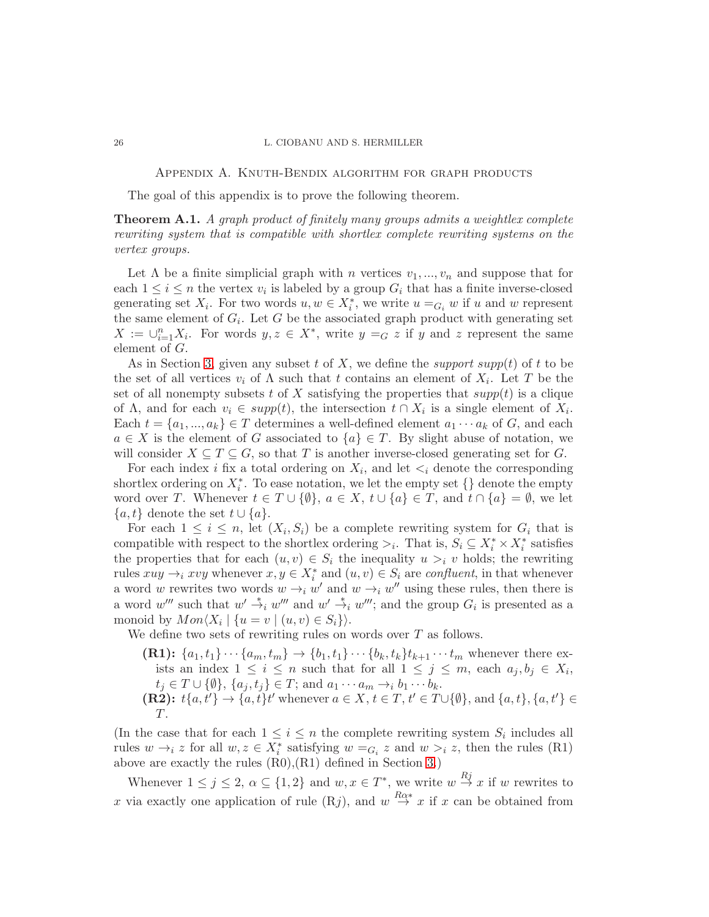## Appendix A. Knuth-Bendix algorithm for graph products

The goal of this appendix is to prove the following theorem.

**Theorem A.1.** *A graph product of finitely many groups admits a weightlex complete rewriting system that is compatible with shortlex complete rewriting systems on the vertex groups.*

Let $\Lambda$ be a finite simplicial graph with $n$ vertices $v_1, ..., v_n$ and suppose that for each $1 \le i \le n$ the vertex $v_i$ is labeled by a group $G_i$ that has a finite inverse-closed generating set $X_i$. For two words $u, w \in X_i^*$, we write $u =_{G_i} w$ if $u$ and $w$ represent the same element of $G_i$. Let $G$ be the associated graph product with generating set $X := \cup_{i=1}^n X_i$. For words $y, z \in X^*$, write $y =_G z$ if $y$ and $z$ represent the same element of $G$.

As in Section 3, given any subset $t$ of $X$, we define the *support* $supp(t)$ of $t$ to be the set of all vertices $v_i$ of $\Lambda$ such that $t$ contains an element of $X_i$. Let $T$ be the set of all nonempty subsets $t$ of $X$ satisfying the properties that $supp(t)$ is a clique of $\Lambda$, and for each $v_i \in supp(t)$, the intersection $t \cap X_i$ is a single element of $X_i$. Each $t = \{a_1, ..., a_k\} \in T$ determines a well-defined element $a_1 \cdots a_k$ of $G$, and each $a \in X$ is the element of $G$ associated to $\{a\} \in T$. By slight abuse of notation, we will consider $X \subseteq T \subseteq G$, so that $T$ is another inverse-closed generating set for $G$.

For each index $i$ fix a total ordering on $X_i$, and let $<_i$ denote the corresponding shortlex ordering on $X_i^*$. To ease notation, we let the empty set $\{\}$ denote the empty word over $T$. Whenever $t \in T \cup \{\emptyset\}$, $a \in X$, $t \cup \{a\} \in T$, and $t \cap \{a\} = \emptyset$, we let $\{a, t\}$ denote the set $t \cup \{a\}$.

For each $1 \le i \le n$, let $(X_i, S_i)$ be a complete rewriting system for $G_i$ that is compatible with respect to the shortlex ordering $>_i$. That is, $S_i \subseteq X_i^* \times X_i^*$ satisfies the properties that for each $(u, v) \in S_i$ the inequality $u >_i v$ holds; the rewriting rules $xuy \to_i xvy$ whenever $x, y \in X_i^*$ and $(u, v) \in S_i$ are *confluent*, in that whenever a word $w$ rewrites two words $w \to_i w'$ and $w \to_i w''$ using these rules, then there is a word $w'''$ such that $w' \overset{*}{\to}_i w'''$ and $w' \overset{*}{\to}_i w'''$; and the group $G_i$ is presented as a monoid by $Mon\langle X_i \mid \{u = v \mid (u, v) \in S_i\}\rangle$.

We define two sets of rewriting rules on words over $T$ as follows.

- **(R1):** $\{a_1, t_1\} \cdots \{a_m, t_m\} \to \{b_1, t_1\} \cdots \{b_k, t_k\} t_{k+1} \cdots t_m$ whenever there exists an index $1 \le i \le n$ such that for all $1 \le j \le m$, each $a_j, b_j \in X_i$, $t_j \in T \cup \{\emptyset\}$, $\{a_j, t_j\} \in T$; and $a_1 \cdots a_m \to_i b_1 \cdots b_k$.
- **(R2):** $t\{a, t'\} \to \{a, t\} t'$ whenever $a \in X$, $t \in T$, $t' \in T \cup \{\emptyset\}$, and $\{a, t\}, \{a, t'\} \in T$.

(In the case that for each $1 \le i \le n$ the complete rewriting system $S_i$ includes all rules $w \to_i z$ for all $w, z \in X_i^*$ satisfying $w =_{G_i} z$ and $w >_i z$, then the rules (R1) above are exactly the rules (R0),(R1) defined in Section 3.)

Whenever $1 \le j \le 2$, $\alpha \subseteq \{1, 2\}$ and $w, x \in T^*$, we write $w \overset{Rj}{\to} x$ if $w$ rewrites to $x$ via exactly one application of rule (R$j$), and $w \overset{R\alpha*}{\to} x$ if $x$ can be obtained from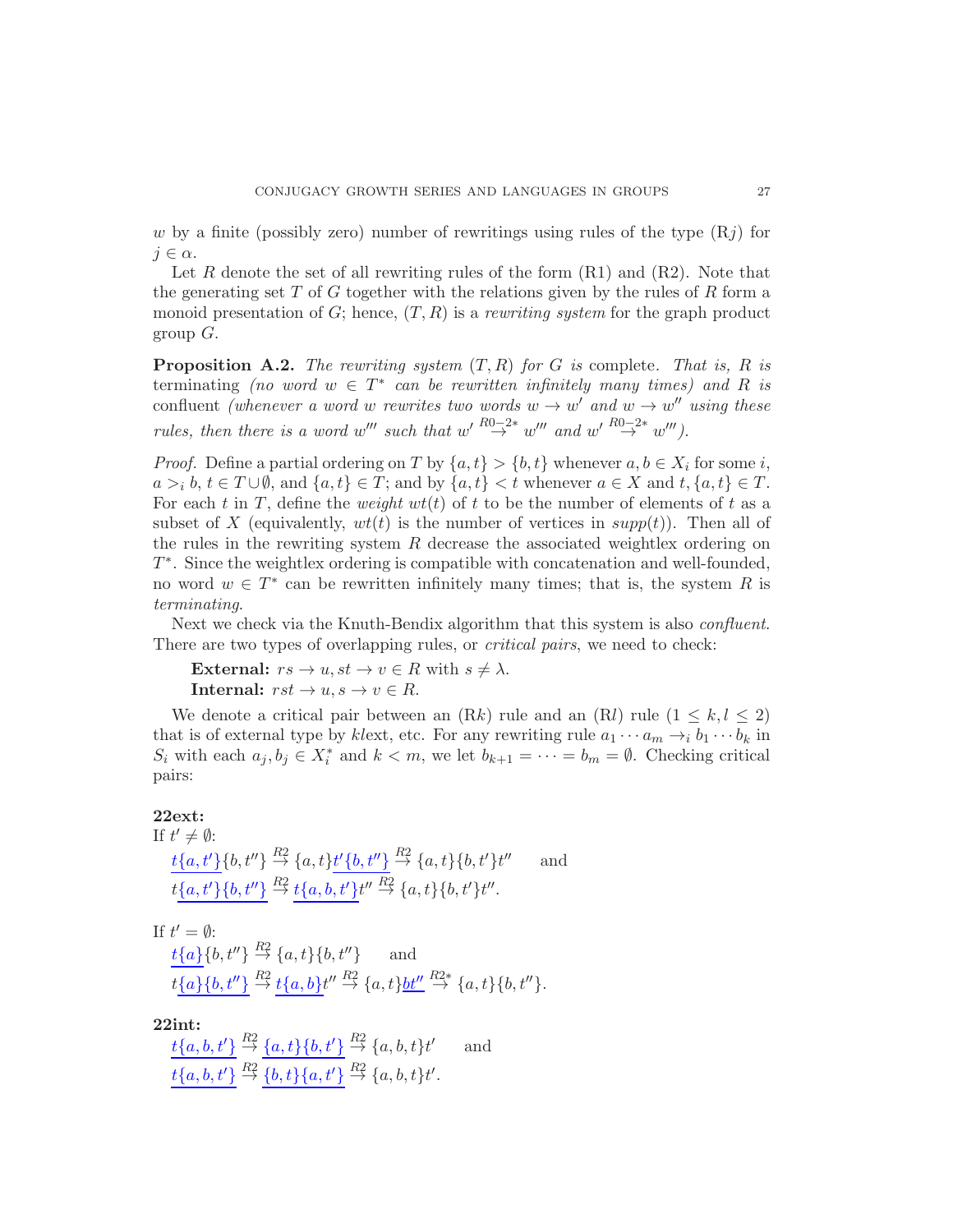$w$ by a finite (possibly zero) number of rewritings using rules of the type (R$j$) for $j \in \alpha$.

Let $R$ denote the set of all rewriting rules of the form (R1) and (R2). Note that the generating set $T$ of $G$ together with the relations given by the rules of $R$ form a monoid presentation of $G$; hence, $(T, R)$ is a *rewriting system* for the graph product group $G$.

**Proposition A.2.** *The rewriting system $(T, R)$ for $G$ is* complete. *That is, $R$ is* terminating *(no word $w \in T^*$ can be rewritten infinitely many times) and $R$ is* confluent *(whenever a word $w$ rewrites two words $w \to w'$ and $w \to w''$ using these rules, then there is a word $w'''$ such that $w' \overset{R0-2*}{\to} w'''$ and $w' \overset{R0-2*}{\to} w'''$).*

*Proof.* Define a partial ordering on $T$ by $\{a, t\} > \{b, t\}$ whenever $a, b \in X_i$ for some $i$, $a >_i b$, $t \in T \cup \emptyset$, and $\{a, t\} \in T$; and by $\{a, t\} < t$ whenever $a \in X$ and $t, \{a, t\} \in T$. For each $t$ in $T$, define the *weight* $wt(t)$ of $t$ to be the number of elements of $t$ as a subset of $X$ (equivalently, $wt(t)$ is the number of vertices in $supp(t)$). Then all of the rules in the rewriting system $R$ decrease the associated weightlex ordering on $T^*$. Since the weightlex ordering is compatible with concatenation and well-founded, no word $w \in T^*$ can be rewritten infinitely many times; that is, the system $R$ is *terminating*.

Next we check via the Knuth-Bendix algorithm that this system is also *confluent*. There are two types of overlapping rules, or *critical pairs*, we need to check:

**External:** $rs \to u, st \to v \in R$ with $s \neq \lambda$.
**Internal:** $rst \to u, s \to v \in R$.

We denote a critical pair between an (R$k$) rule and an (R$l$) rule ($1 \leq k, l \leq 2$) that is of external type by $kl$ext, etc. For any rewriting rule $a_1 \cdots a_m \to_i b_1 \cdots b_k$ in $S_i$ with each $a_j, b_j \in X_i^*$ and $k < m$, we let $b_{k+1} = \cdots = b_m = \emptyset$. Checking critical pairs:

**22ext:**
If $t' \neq \emptyset$:

$$\underline{t\{a, t'\}}\{b, t''\} \overset{R2}{\to} \{a, t\}\underline{t'\{b, t''\}} \overset{R2}{\to} \{a, t\}\{b, t'\}t'' \qquad \text{and}$$
$$t\underline{\{a, t'\}\{b, t''\}} \overset{R2}{\to} \underline{t\{a, b, t'\}}t'' \overset{R2}{\to} \{a, t\}\{b, t'\}t''.$$

If $t' = \emptyset$:

$$\underline{t\{a\}}\{b, t''\} \overset{R2}{\to} \{a, t\}\{b, t''\} \qquad \text{and}$$
$$t\underline{\{a\}\{b, t''\}} \overset{R2}{\to} \underline{t\{a, b\}}t'' \overset{R2}{\to} \{a, t\}\underline{bt''} \overset{R2*}{\to} \{a, t\}\{b, t''\}.$$

**22int:**

$$\underline{t\{a, b, t'\}} \overset{R2}{\to} \underline{\{a, t\}\{b, t'\}} \overset{R2}{\to} \{a, b, t\}t' \qquad \text{and}$$
$$\underline{t\{a, b, t'\}} \overset{R2}{\to} \underline{\{b, t\}\{a, t'\}} \overset{R2}{\to} \{a, b, t\}t'.$$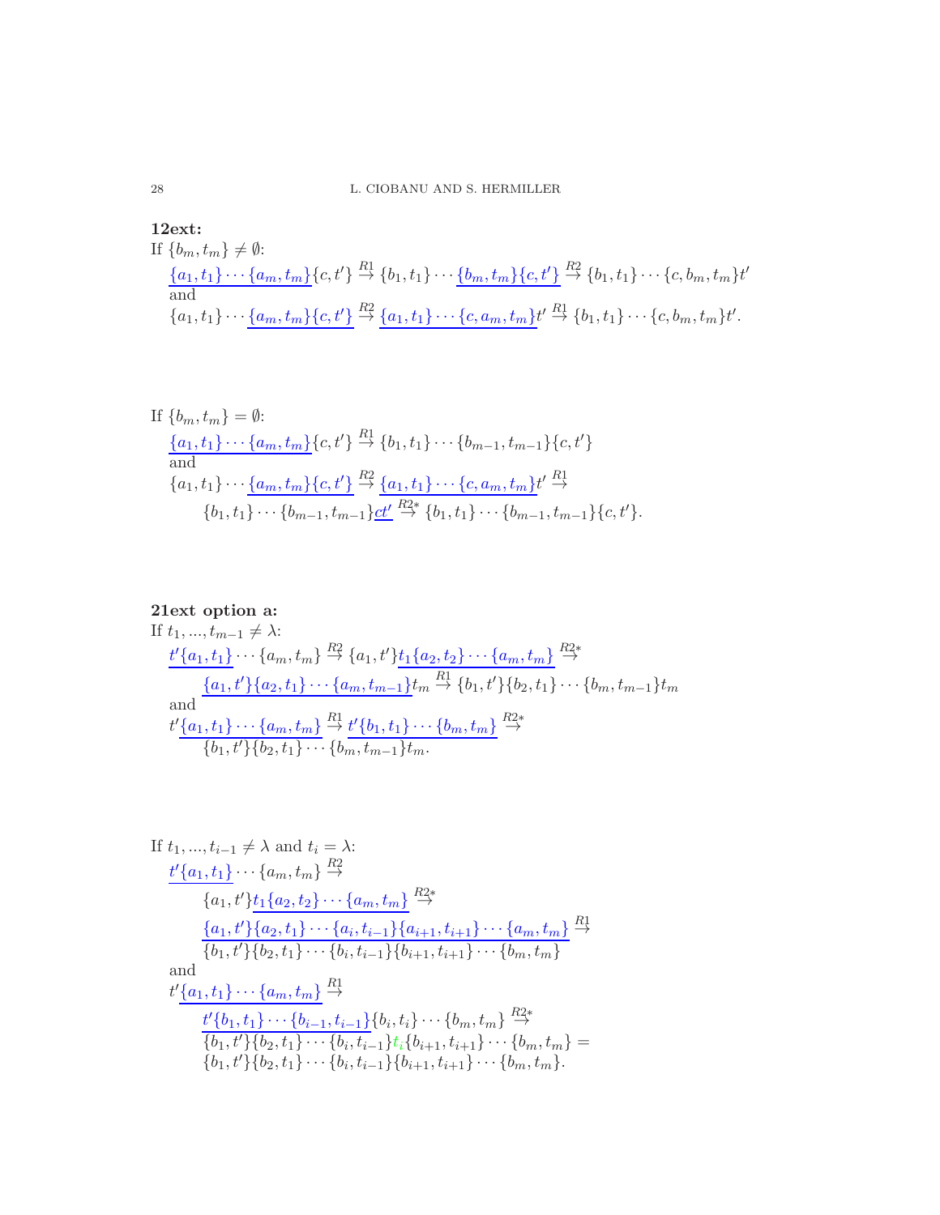**12ext:**

If $\{b_m, t_m\} \neq \emptyset$:

$$\underline{\{a_1, t_1\} \cdots \{a_m, t_m\}}\{c, t'\} \stackrel{R1}{\to} \{b_1, t_1\} \cdots \underline{\{b_m, t_m\}\{c, t'\}} \stackrel{R2}{\to} \{b_1, t_1\} \cdots \{c, b_m, t_m\}t'$$

and

$$\{a_1, t_1\} \cdots \underline{\{a_m, t_m\}\{c, t'\}} \stackrel{R2}{\to} \underline{\{a_1, t_1\} \cdots \{c, a_m, t_m\}}t' \stackrel{R1}{\to} \{b_1, t_1\} \cdots \{c, b_m, t_m\}t'.$$

If $\{b_m, t_m\} = \emptyset$:

$$\underline{\{a_1, t_1\} \cdots \{a_m, t_m\}}\{c, t'\} \stackrel{R1}{\to} \{b_1, t_1\} \cdots \{b_{m-1}, t_{m-1}\}\{c, t'\}$$

and

$$\{a_1, t_1\} \cdots \underline{\{a_m, t_m\}\{c, t'\}} \stackrel{R2}{\to} \underline{\{a_1, t_1\} \cdots \{c, a_m, t_m\}}t' \stackrel{R1}{\to}$$
$$\{b_1, t_1\} \cdots \{b_{m-1}, t_{m-1}\}\underline{ct'} \stackrel{R2*}{\to} \{b_1, t_1\} \cdots \{b_{m-1}, t_{m-1}\}\{c, t'\}.$$

**21ext option a:**

If $t_1, ..., t_{m-1} \neq \lambda$:

$$\underline{t'\{a_1, t_1\}} \cdots \{a_m, t_m\} \stackrel{R2}{\to} \{a_1, t'\}\underline{t_1\{a_2, t_2\} \cdots \{a_m, t_m\}} \stackrel{R2*}{\to}$$
$$\underline{\{a_1, t'\}\{a_2, t_1\} \cdots \{a_m, t_{m-1}\}}t_m \stackrel{R1}{\to} \{b_1, t'\}\{b_2, t_1\} \cdots \{b_m, t_{m-1}\}t_m$$

and

$$t'\underline{\{a_1, t_1\} \cdots \{a_m, t_m\}} \stackrel{R1}{\to} \underline{t'\{b_1, t_1\} \cdots \{b_m, t_m\}} \stackrel{R2*}{\to}$$
$$\{b_1, t'\}\{b_2, t_1\} \cdots \{b_m, t_{m-1}\}t_m.$$

If $t_1, ..., t_{i-1} \neq \lambda$ and $t_i = \lambda$:

$$\underline{t'\{a_1, t_1\}} \cdots \{a_m, t_m\} \stackrel{R2}{\to}$$
$$\{a_1, t'\}\underline{t_1\{a_2, t_2\} \cdots \{a_m, t_m\}} \stackrel{R2*}{\to}$$
$$\underline{\{a_1, t'\}\{a_2, t_1\} \cdots \{a_i, t_{i-1}\}\{a_{i+1}, t_{i+1}\} \cdots \{a_m, t_m\}} \stackrel{R1}{\to}$$
$$\{b_1, t'\}\{b_2, t_1\} \cdots \{b_i, t_{i-1}\}\{b_{i+1}, t_{i+1}\} \cdots \{b_m, t_m\}$$

and

$$t'\underline{\{a_1, t_1\} \cdots \{a_m, t_m\}} \stackrel{R1}{\to}$$
$$\underline{t'\{b_1, t_1\} \cdots \{b_{i-1}, t_{i-1}\}}\{b_i, t_i\} \cdots \{b_m, t_m\} \stackrel{R2*}{\to}$$
$$\{b_1, t'\}\{b_2, t_1\} \cdots \{b_i, t_{i-1}\}t_i\{b_{i+1}, t_{i+1}\} \cdots \{b_m, t_m\} =$$
$$\{b_1, t'\}\{b_2, t_1\} \cdots \{b_i, t_{i-1}\}\{b_{i+1}, t_{i+1}\} \cdots \{b_m, t_m\}.$$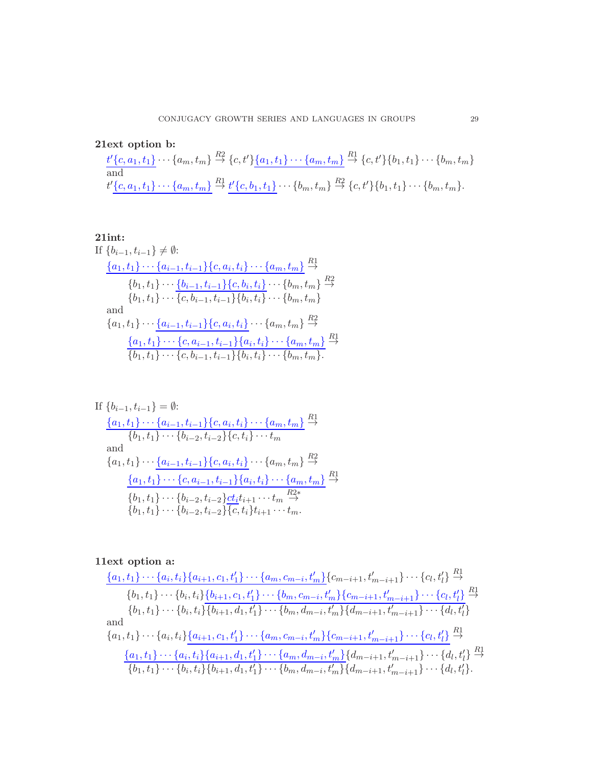**21ext option b:**

$$t'\{c, a_1, t_1\} \cdots \{a_m, t_m\} \overset{R2}{\to} \{c, t'\}\{a_1, t_1\} \cdots \{a_m, t_m\} \overset{R1}{\to} \{c, t'\}\{b_1, t_1\} \cdots \{b_m, t_m\}$$

and

$$t'\{c, a_1, t_1\} \cdots \{a_m, t_m\} \overset{R1}{\to} t'\{c, b_1, t_1\} \cdots \{b_m, t_m\} \overset{R2}{\to} \{c, t'\}\{b_1, t_1\} \cdots \{b_m, t_m\}.$$

**21int:**

If $\{b_{i-1}, t_{i-1}\} \neq \emptyset$:

$$\begin{aligned}
&\{a_1, t_1\} \cdots \{a_{i-1}, t_{i-1}\}\{c, a_i, t_i\} \cdots \{a_m, t_m\} \overset{R1}{\to} \\
&\qquad \{b_1, t_1\} \cdots \{b_{i-1}, t_{i-1}\}\{c, b_i, t_i\} \cdots \{b_m, t_m\} \overset{R2}{\to} \\
&\qquad \{b_1, t_1\} \cdots \{c, b_{i-1}, t_{i-1}\}\{b_i, t_i\} \cdots \{b_m, t_m\}
\end{aligned}$$

and

$$\begin{aligned}
&\{a_1, t_1\} \cdots \{a_{i-1}, t_{i-1}\}\{c, a_i, t_i\} \cdots \{a_m, t_m\} \overset{R2}{\to} \\
&\qquad \{a_1, t_1\} \cdots \{c, a_{i-1}, t_{i-1}\}\{a_i, t_i\} \cdots \{a_m, t_m\} \overset{R1}{\to} \\
&\qquad \{b_1, t_1\} \cdots \{c, b_{i-1}, t_{i-1}\}\{b_i, t_i\} \cdots \{b_m, t_m\}.
\end{aligned}$$

If $\{b_{i-1}, t_{i-1}\} = \emptyset$:

$$\begin{aligned}
&\{a_1, t_1\} \cdots \{a_{i-1}, t_{i-1}\}\{c, a_i, t_i\} \cdots \{a_m, t_m\} \overset{R1}{\to} \\
&\qquad \{b_1, t_1\} \cdots \{b_{i-2}, t_{i-2}\}\{c, t_i\} \cdots t_m
\end{aligned}$$

and

$$\begin{aligned}
&\{a_1, t_1\} \cdots \{a_{i-1}, t_{i-1}\}\{c, a_i, t_i\} \cdots \{a_m, t_m\} \overset{R2}{\to} \\
&\qquad \{a_1, t_1\} \cdots \{c, a_{i-1}, t_{i-1}\}\{a_i, t_i\} \cdots \{a_m, t_m\} \overset{R1}{\to} \\
&\qquad \{b_1, t_1\} \cdots \{b_{i-2}, t_{i-2}\} c t_i t_{i+1} \cdots t_m \overset{R2*}{\to} \\
&\qquad \{b_1, t_1\} \cdots \{b_{i-2}, t_{i-2}\}\{c, t_i\} t_{i+1} \cdots t_m.
\end{aligned}$$

**11ext option a:**

$$\begin{aligned}
&\{a_1, t_1\} \cdots \{a_i, t_i\}\{a_{i+1}, c_1, t'_1\} \cdots \{a_m, c_{m-i}, t'_m\}\{c_{m-i+1}, t'_{m-i+1}\} \cdots \{c_l, t'_l\} \overset{R1}{\to} \\
&\qquad \{b_1, t_1\} \cdots \{b_i, t_i\}\{b_{i+1}, c_1, t'_1\} \cdots \{b_m, c_{m-i}, t'_m\}\{c_{m-i+1}, t'_{m-i+1}\} \cdots \{c_l, t'_l\} \overset{R1}{\to} \\
&\qquad \{b_1, t_1\} \cdots \{b_i, t_i\}\{b_{i+1}, d_1, t'_1\} \cdots \{b_m, d_{m-i}, t'_m\}\{d_{m-i+1}, t'_{m-i+1}\} \cdots \{d_l, t'_l\}
\end{aligned}$$

and

$$\begin{aligned}
&\{a_1, t_1\} \cdots \{a_i, t_i\}\{a_{i+1}, c_1, t'_1\} \cdots \{a_m, c_{m-i}, t'_m\}\{c_{m-i+1}, t'_{m-i+1}\} \cdots \{c_l, t'_l\} \overset{R1}{\to} \\
&\qquad \{a_1, t_1\} \cdots \{a_i, t_i\}\{a_{i+1}, d_1, t'_1\} \cdots \{a_m, d_{m-i}, t'_m\}\{d_{m-i+1}, t'_{m-i+1}\} \cdots \{d_l, t'_l\} \overset{R1}{\to} \\
&\qquad \{b_1, t_1\} \cdots \{b_i, t_i\}\{b_{i+1}, d_1, t'_1\} \cdots \{b_m, d_{m-i}, t'_m\}\{d_{m-i+1}, t'_{m-i+1}\} \cdots \{d_l, t'_l\}.
\end{aligned}$$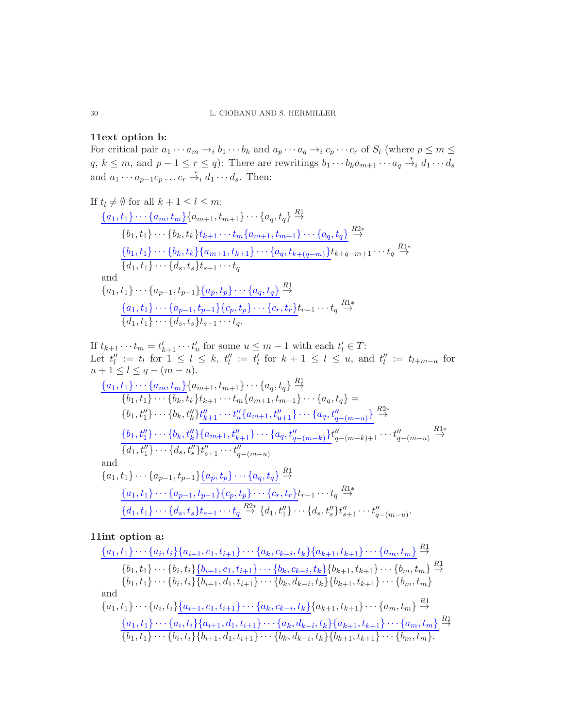**11ext option b:**
For critical pair $a_1 \cdots a_m \to_i b_1 \cdots b_k$ and $a_p \cdots a_q \to_i c_p \cdots c_r$ of $S_i$ (where $p \leq m \leq q$, $k \leq m$, and $p-1 \leq r \leq q$): There are rewritings $b_1 \cdots b_k a_{m+1} \cdots a_q \overset{*}{\to}_i d_1 \cdots d_s$ and $a_1 \cdots a_{p-1} c_p \ldots c_r \overset{*}{\to}_i d_1 \cdots d_s$. Then:

If $t_l \neq \emptyset$ for all $k+1 \leq l \leq m$:

$$
\begin{aligned}
&\underline{\{a_1,t_1\}\cdots\{a_m,t_m\}}\{a_{m+1},t_{m+1}\}\cdots\{a_q,t_q\} \overset{R1}{\to} \\
&\qquad \{b_1,t_1\}\cdots\{b_k,t_k\}\underline{t_{k+1}\cdots t_m\{a_{m+1},t_{m+1}\}\cdots\{a_q,t_q\}} \overset{R2*}{\to} \\
&\qquad \underline{\{b_1,t_1\}\cdots\{b_k,t_k\}\{a_{m+1},t_{k+1}\}\cdots\{a_q,t_{k+(q-m)}\}}t_{k+q-m+1}\cdots t_q \overset{R1*}{\to} \\
&\qquad \{d_1,t_1\}\cdots\{d_s,t_s\}t_{s+1}\cdots t_q
\end{aligned}
$$

and

$$
\begin{aligned}
&\{a_1,t_1\}\cdots\{a_{p-1},t_{p-1}\}\underline{\{a_p,t_p\}\cdots\{a_q,t_q\}} \overset{R1}{\to} \\
&\qquad \underline{\{a_1,t_1\}\cdots\{a_{p-1},t_{p-1}\}\{c_p,t_p\}\cdots\{c_r,t_r\}}t_{r+1}\cdots t_q \overset{R1*}{\to} \\
&\qquad \{d_1,t_1\}\cdots\{d_s,t_s\}t_{s+1}\cdots t_q.
\end{aligned}
$$

If $t_{k+1}\cdots t_m = t'_{k+1}\cdots t'_u$ for some $u \leq m-1$ with each $t'_l \in T$:
Let $t''_l := t_l$ for $1 \leq l \leq k$, $t''_l := t'_l$ for $k+1 \leq l \leq u$, and $t''_l := t_{l+m-u}$ for $u+1 \leq l \leq q-(m-u)$.

$$
\begin{aligned}
&\underline{\{a_1,t_1\}\cdots\{a_m,t_m\}}\{a_{m+1},t_{m+1}\}\cdots\{a_q,t_q\} \overset{R1}{\to} \\
&\qquad \{b_1,t_1\}\cdots\{b_k,t_k\}t_{k+1}\cdots t_m\{a_{m+1},t_{m+1}\}\cdots\{a_q,t_q\} = \\
&\qquad \{b_1,t''_1\}\cdots\{b_k,t''_k\}\underline{t''_{k+1}\cdots t''_u\{a_{m+1},t''_{u+1}\}\cdots\{a_q,t''_{q-(m-u)}\}} \overset{R2*}{\to} \\
&\qquad \underline{\{b_1,t''_1\}\cdots\{b_k,t''_k\}\{a_{m+1},t''_{k+1}\}\cdots\{a_q,t''_{q-(m-k)}\}}t''_{q-(m-k)+1}\cdots t''_{q-(m-u)} \overset{R1*}{\to} \\
&\qquad \{d_1,t''_1\}\cdots\{d_s,t''_s\}t''_{s+1}\cdots t''_{q-(m-u)}
\end{aligned}
$$

and

$$
\begin{aligned}
&\{a_1,t_1\}\cdots\{a_{p-1},t_{p-1}\}\underline{\{a_p,t_p\}\cdots\{a_q,t_q\}} \overset{R1}{\to} \\
&\qquad \underline{\{a_1,t_1\}\cdots\{a_{p-1},t_{p-1}\}\{c_p,t_p\}\cdots\{c_r,t_r\}}t_{r+1}\cdots t_q \overset{R1*}{\to} \\
&\qquad \underline{\{d_1,t_1\}\cdots\{d_s,t_s\}t_{s+1}\cdots t_q} \overset{R2*}{\to} \{d_1,t''_1\}\cdots\{d_s,t''_s\}t''_{s+1}\cdots t''_{q-(m-u)}.
\end{aligned}
$$

**11int option a:**

$$
\begin{aligned}
&\underline{\{a_1,t_1\}\cdots\{a_i,t_i\}\{a_{i+1},c_1,t_{i+1}\}\cdots\{a_k,c_{k-i},t_k\}\{a_{k+1},t_{k+1}\}\cdots\{a_m,t_m\}} \overset{R1}{\to} \\
&\qquad \{b_1,t_1\}\cdots\{b_i,t_i\}\underline{\{b_{i+1},c_1,t_{i+1}\}\cdots\{b_k,c_{k-i},t_k\}}\{b_{k+1},t_{k+1}\}\cdots\{b_m,t_m\} \overset{R1}{\to} \\
&\qquad \{b_1,t_1\}\cdots\{b_i,t_i\}\{b_{i+1},d_1,t_{i+1}\}\cdots\{b_k,d_{k-i},t_k\}\{b_{k+1},t_{k+1}\}\cdots\{b_m,t_m\}
\end{aligned}
$$

and

$$
\begin{aligned}
&\{a_1,t_1\}\cdots\{a_i,t_i\}\underline{\{a_{i+1},c_1,t_{i+1}\}\cdots\{a_k,c_{k-i},t_k\}}\{a_{k+1},t_{k+1}\}\cdots\{a_m,t_m\} \overset{R1}{\to} \\
&\qquad \underline{\{a_1,t_1\}\cdots\{a_i,t_i\}\{a_{i+1},d_1,t_{i+1}\}\cdots\{a_k,d_{k-i},t_k\}\{a_{k+1},t_{k+1}\}\cdots\{a_m,t_m\}} \overset{R1}{\to} \\
&\qquad \{b_1,t_1\}\cdots\{b_i,t_i\}\{b_{i+1},d_1,t_{i+1}\}\cdots\{b_k,d_{k-i},t_k\}\{b_{k+1},t_{k+1}\}\cdots\{b_m,t_m\}.
\end{aligned}
$$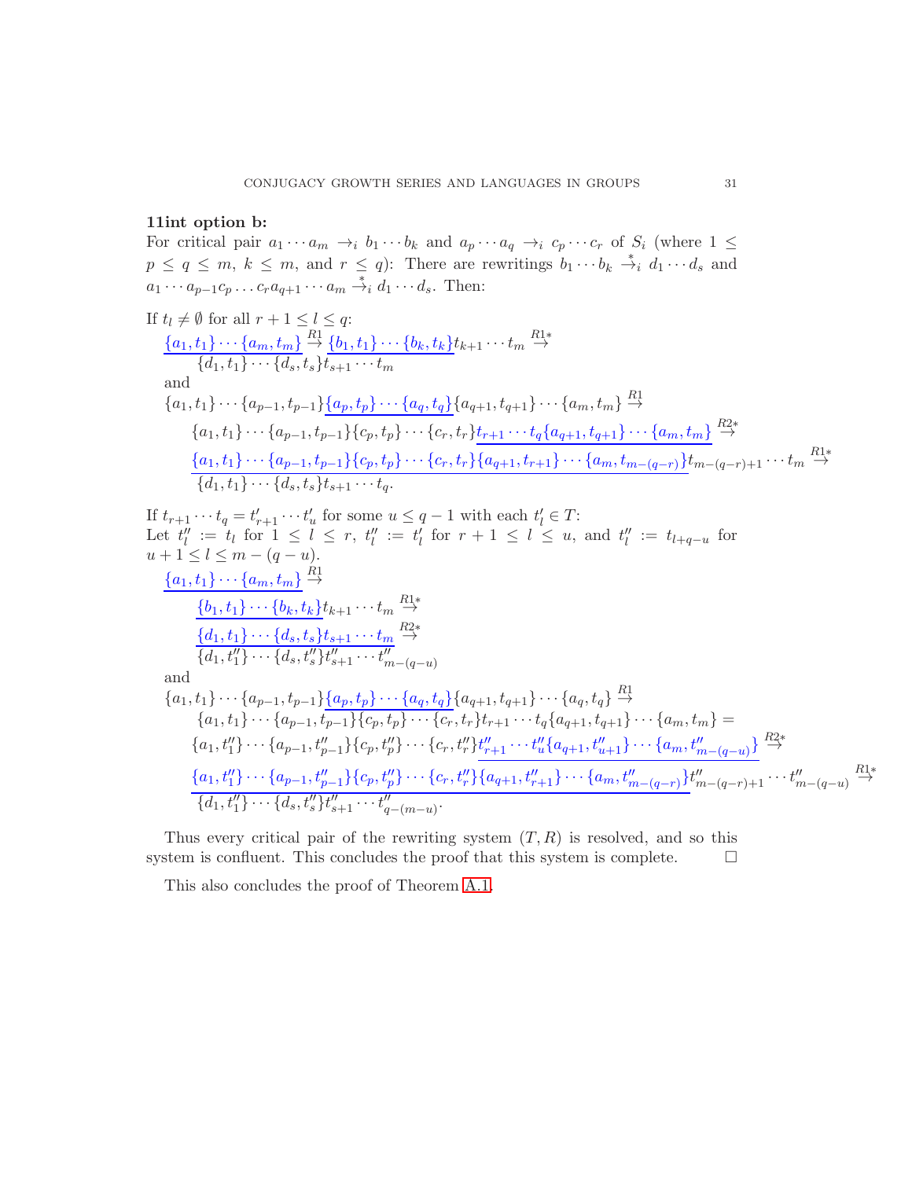**11int option b:**
For critical pair $a_1 \cdots a_m \to_i b_1 \cdots b_k$ and $a_p \cdots a_q \to_i c_p \cdots c_r$ of $S_i$ (where $1 \leq p \leq q \leq m$, $k \leq m$, and $r \leq q$): There are rewritings $b_1 \cdots b_k \overset{*}{\to}_i d_1 \cdots d_s$ and $a_1 \cdots a_{p-1} c_p \ldots c_r a_{q+1} \cdots a_m \overset{*}{\to}_i d_1 \cdots d_s$. Then:

If $t_l \neq \emptyset$ for all $r+1 \leq l \leq q$:

$$\underline{\{a_1, t_1\} \cdots \{a_m, t_m\}} \overset{R1}{\to} \underline{\{b_1, t_1\} \cdots \{b_k, t_k\}} t_{k+1} \cdots t_m \overset{R1*}{\to}$$
$$\{d_1, t_1\} \cdots \{d_s, t_s\} t_{s+1} \cdots t_m$$

and

$$\{a_1, t_1\} \cdots \{a_{p-1}, t_{p-1}\} \underline{\{a_p, t_p\} \cdots \{a_q, t_q\}} \{a_{q+1}, t_{q+1}\} \cdots \{a_m, t_m\} \overset{R1}{\to}$$
$$\{a_1, t_1\} \cdots \{a_{p-1}, t_{p-1}\} \{c_p, t_p\} \cdots \{c_r, t_r\} \underline{t_{r+1} \cdots t_q \{a_{q+1}, t_{q+1}\} \cdots \{a_m, t_m\}} \overset{R2*}{\to}$$
$$\underline{\{a_1, t_1\} \cdots \{a_{p-1}, t_{p-1}\} \{c_p, t_p\} \cdots \{c_r, t_r\} \{a_{q+1}, t_{r+1}\} \cdots \{a_m, t_{m-(q-r)}\}} t_{m-(q-r)+1} \cdots t_m \overset{R1*}{\to}$$
$$\{d_1, t_1\} \cdots \{d_s, t_s\} t_{s+1} \cdots t_q.$$

If $t_{r+1} \cdots t_q = t'_{r+1} \cdots t'_u$ for some $u \leq q-1$ with each $t'_l \in T$:
Let $t''_l := t_l$ for $1 \leq l \leq r$, $t''_l := t'_l$ for $r+1 \leq l \leq u$, and $t''_l := t_{l+q-u}$ for $u+1 \leq l \leq m-(q-u)$.

$$\underline{\{a_1, t_1\} \cdots \{a_m, t_m\}} \overset{R1}{\to}$$
$$\underline{\{b_1, t_1\} \cdots \{b_k, t_k\}} t_{k+1} \cdots t_m \overset{R1*}{\to}$$
$$\underline{\{d_1, t_1\} \cdots \{d_s, t_s\} t_{s+1} \cdots t_m} \overset{R2*}{\to}$$
$$\{d_1, t''_1\} \cdots \{d_s, t''_s\} t''_{s+1} \cdots t''_{m-(q-u)}$$

and

$$\{a_1, t_1\} \cdots \{a_{p-1}, t_{p-1}\} \underline{\{a_p, t_p\} \cdots \{a_q, t_q\}} \{a_{q+1}, t_{q+1}\} \cdots \{a_q, t_q\} \overset{R1}{\to}$$
$$\{a_1, t_1\} \cdots \{a_{p-1}, t_{p-1}\} \{c_p, t_p\} \cdots \{c_r, t_r\} t_{r+1} \cdots t_q \{a_{q+1}, t_{q+1}\} \cdots \{a_m, t_m\} =$$
$$\{a_1, t''_1\} \cdots \{a_{p-1}, t''_{p-1}\} \{c_p, t''_p\} \cdots \{c_r, t''_r\} \underline{t''_{r+1} \cdots t''_u \{a_{q+1}, t''_{u+1}\} \cdots \{a_m, t''_{m-(q-u)}\}} \overset{R2*}{\to}$$
$$\underline{\{a_1, t''_1\} \cdots \{a_{p-1}, t''_{p-1}\} \{c_p, t''_p\} \cdots \{c_r, t''_r\} \{a_{q+1}, t''_{r+1}\} \cdots \{a_m, t''_{m-(q-r)}\}} t''_{m-(q-r)+1} \cdots t''_{m-(q-u)} \overset{R1*}{\to}$$
$$\{d_1, t''_1\} \cdots \{d_s, t''_s\} t''_{s+1} \cdots t''_{q-(m-u)}.$$

Thus every critical pair of the rewriting system $(T, R)$ is resolved, and so this system is confluent. This concludes the proof that this system is complete. □

This also concludes the proof of Theorem A.1.